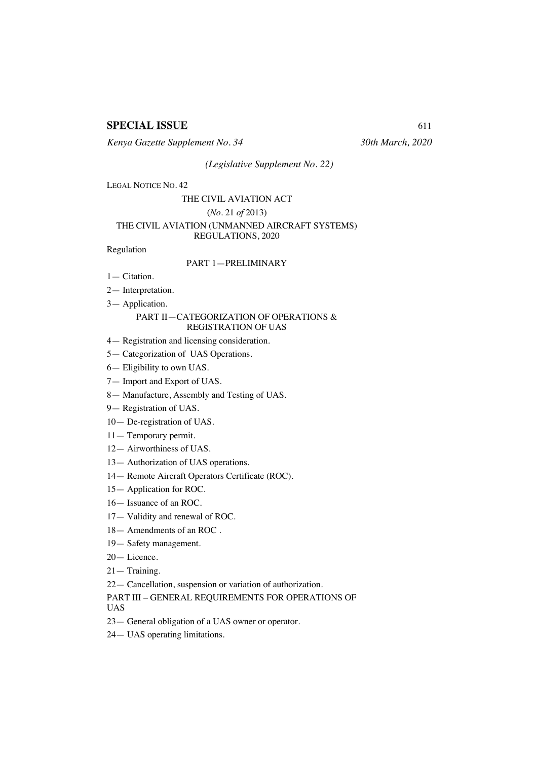**SPECIAL ISSUE**

*Kenya Gazette Supplement No. 34* *30th March, 2020*

*(Legislative Supplement No. 22)*

LEGAL NOTICE NO. 42

THE CIVIL AVIATION ACT

(*No.* 21 *of* 2013)

THE CIVIL AVIATION (UNMANNED AIRCRAFT SYSTEMS) REGULATIONS, 2020

Regulation

PART 1—PRELIMINARY

1— Citation.

2— Interpretation.

3— Application.

PART II—CATEGORIZATION OF OPERATIONS & REGISTRATION OF UAS

4— Registration and licensing consideration.

5— Categorization of UAS Operations.

6— Eligibility to own UAS.

7— Import and Export of UAS.

8— Manufacture, Assembly and Testing of UAS.

9— Registration of UAS.

10— De-registration of UAS.

11— Temporary permit.

12— Airworthiness of UAS.

13— Authorization of UAS operations.

14— Remote Aircraft Operators Certificate (ROC).

15— Application for ROC.

16— Issuance of an ROC.

17— Validity and renewal of ROC.

18— Amendments of an ROC .

19— Safety management.

20— Licence.

21— Training.

22— Cancellation, suspension or variation of authorization.

PART III – GENERAL REQUIREMENTS FOR OPERATIONS OF UAS

23— General obligation of a UAS owner or operator.

24— UAS operating limitations.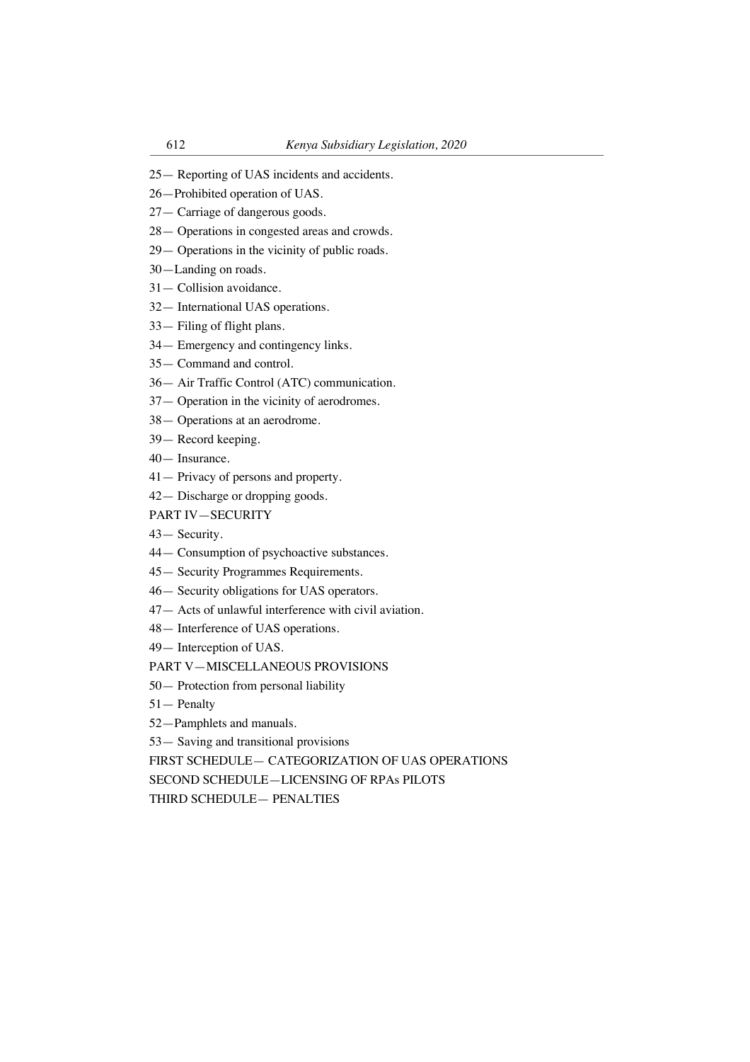25— Reporting of UAS incidents and accidents.

26—Prohibited operation of UAS.

27— Carriage of dangerous goods.

28— Operations in congested areas and crowds.

29— Operations in the vicinity of public roads.

30—Landing on roads.

31— Collision avoidance.

32— International UAS operations.

33— Filing of flight plans.

34— Emergency and contingency links.

35— Command and control.

36— Air Traffic Control (ATC) communication.

37— Operation in the vicinity of aerodromes.

38— Operations at an aerodrome.

39— Record keeping.

40— Insurance.

41— Privacy of persons and property.

42— Discharge or dropping goods.

PART IV—SECURITY

43— Security.

44— Consumption of psychoactive substances.

45— Security Programmes Requirements.

46— Security obligations for UAS operators.

47— Acts of unlawful interference with civil aviation.

48— Interference of UAS operations.

49— Interception of UAS.

PART V—MISCELLANEOUS PROVISIONS

50— Protection from personal liability

51— Penalty

52—Pamphlets and manuals.

53— Saving and transitional provisions

FIRST SCHEDULE— CATEGORIZATION OF UAS OPERATIONS

SECOND SCHEDULE—LICENSING OF RPAs PILOTS

THIRD SCHEDULE— PENALTIES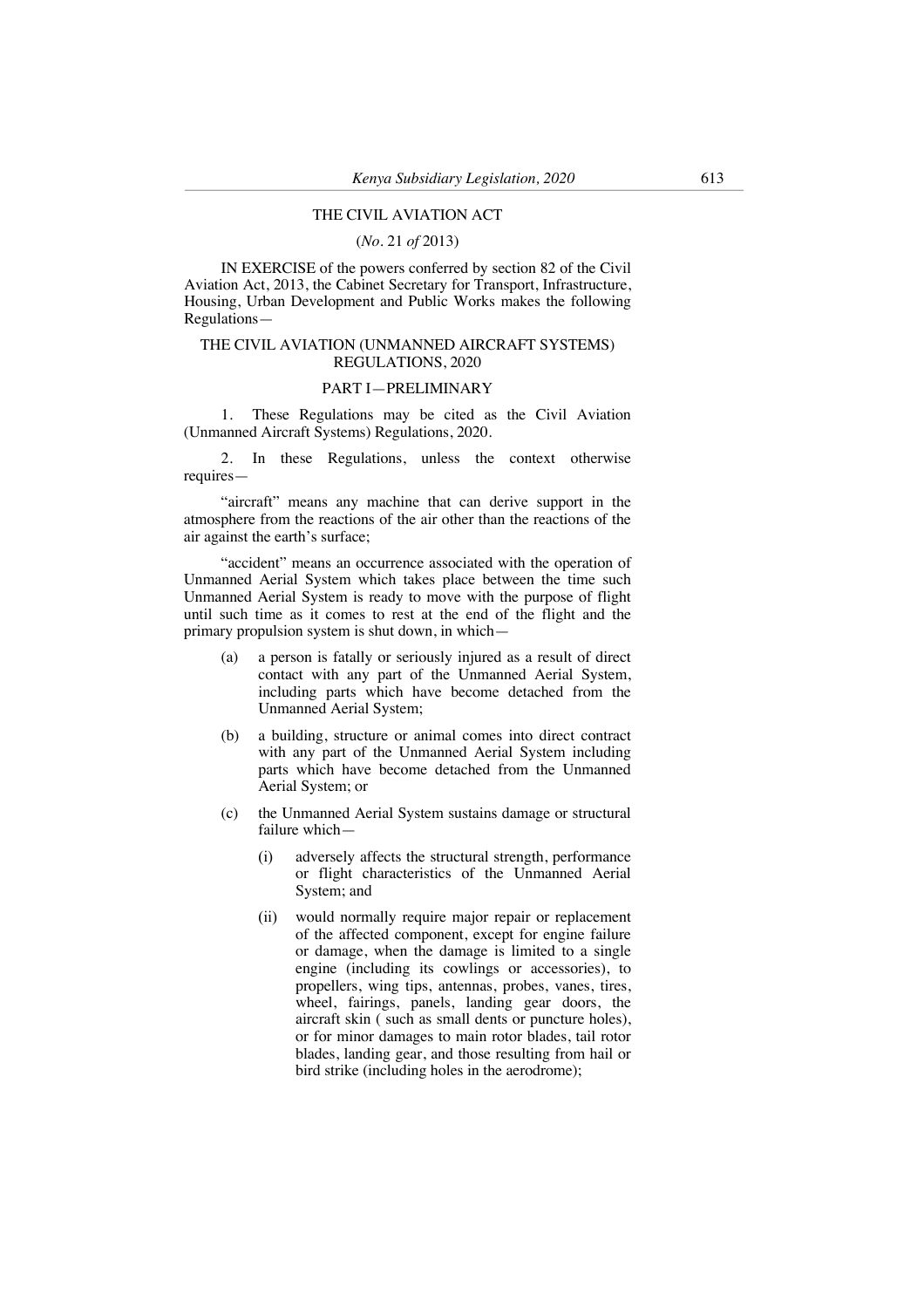THE CIVIL AVIATION ACT

(*No*. 21 *of* 2013)

IN EXERCISE of the powers conferred by section 82 of the Civil Aviation Act, 2013, the Cabinet Secretary for Transport, Infrastructure, Housing, Urban Development and Public Works makes the following Regulations—

THE CIVIL AVIATION (UNMANNED AIRCRAFT SYSTEMS) REGULATIONS, 2020

PART I—PRELIMINARY

1. These Regulations may be cited as the Civil Aviation (Unmanned Aircraft Systems) Regulations, 2020.

2. In these Regulations, unless the context otherwise requires—

"aircraft" means any machine that can derive support in the atmosphere from the reactions of the air other than the reactions of the air against the earth's surface;

"accident" means an occurrence associated with the operation of Unmanned Aerial System which takes place between the time such Unmanned Aerial System is ready to move with the purpose of flight until such time as it comes to rest at the end of the flight and the primary propulsion system is shut down, in which—

- (a) a person is fatally or seriously injured as a result of direct contact with any part of the Unmanned Aerial System, including parts which have become detached from the Unmanned Aerial System;
- (b) a building, structure or animal comes into direct contract with any part of the Unmanned Aerial System including parts which have become detached from the Unmanned Aerial System; or
- (c) the Unmanned Aerial System sustains damage or structural failure which—
  - (i) adversely affects the structural strength, performance or flight characteristics of the Unmanned Aerial System; and
  - (ii) would normally require major repair or replacement of the affected component, except for engine failure or damage, when the damage is limited to a single engine (including its cowlings or accessories), to propellers, wing tips, antennas, probes, vanes, tires, wheel, fairings, panels, landing gear doors, the aircraft skin ( such as small dents or puncture holes), or for minor damages to main rotor blades, tail rotor blades, landing gear, and those resulting from hail or bird strike (including holes in the aerodrome);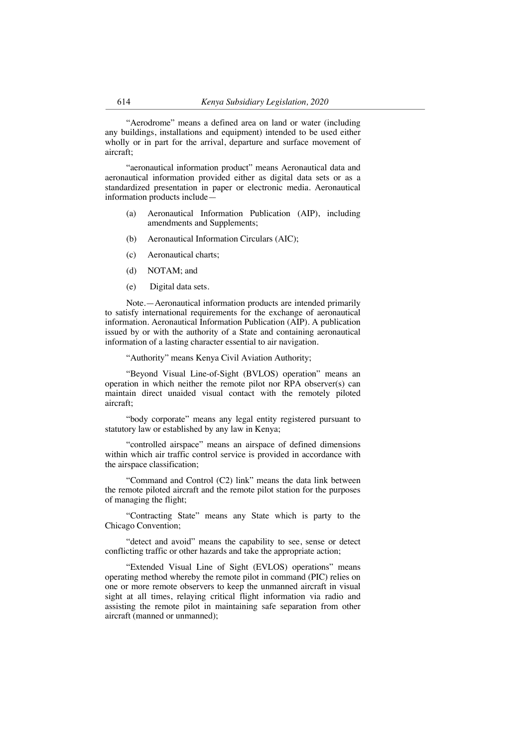"Aerodrome" means a defined area on land or water (including any buildings, installations and equipment) intended to be used either wholly or in part for the arrival, departure and surface movement of aircraft;

"aeronautical information product" means Aeronautical data and aeronautical information provided either as digital data sets or as a standardized presentation in paper or electronic media. Aeronautical information products include—

(a) Aeronautical Information Publication (AIP), including amendments and Supplements;

(b) Aeronautical Information Circulars (AIC);

(c) Aeronautical charts;

(d) NOTAM; and

(e) Digital data sets.

Note.—Aeronautical information products are intended primarily to satisfy international requirements for the exchange of aeronautical information. Aeronautical Information Publication (AIP). A publication issued by or with the authority of a State and containing aeronautical information of a lasting character essential to air navigation.

"Authority" means Kenya Civil Aviation Authority;

"Beyond Visual Line-of-Sight (BVLOS) operation" means an operation in which neither the remote pilot nor RPA observer(s) can maintain direct unaided visual contact with the remotely piloted aircraft;

"body corporate" means any legal entity registered pursuant to statutory law or established by any law in Kenya;

"controlled airspace" means an airspace of defined dimensions within which air traffic control service is provided in accordance with the airspace classification;

"Command and Control (C2) link" means the data link between the remote piloted aircraft and the remote pilot station for the purposes of managing the flight;

"Contracting State" means any State which is party to the Chicago Convention;

"detect and avoid" means the capability to see, sense or detect conflicting traffic or other hazards and take the appropriate action;

"Extended Visual Line of Sight (EVLOS) operations" means operating method whereby the remote pilot in command (PIC) relies on one or more remote observers to keep the unmanned aircraft in visual sight at all times, relaying critical flight information via radio and assisting the remote pilot in maintaining safe separation from other aircraft (manned or unmanned);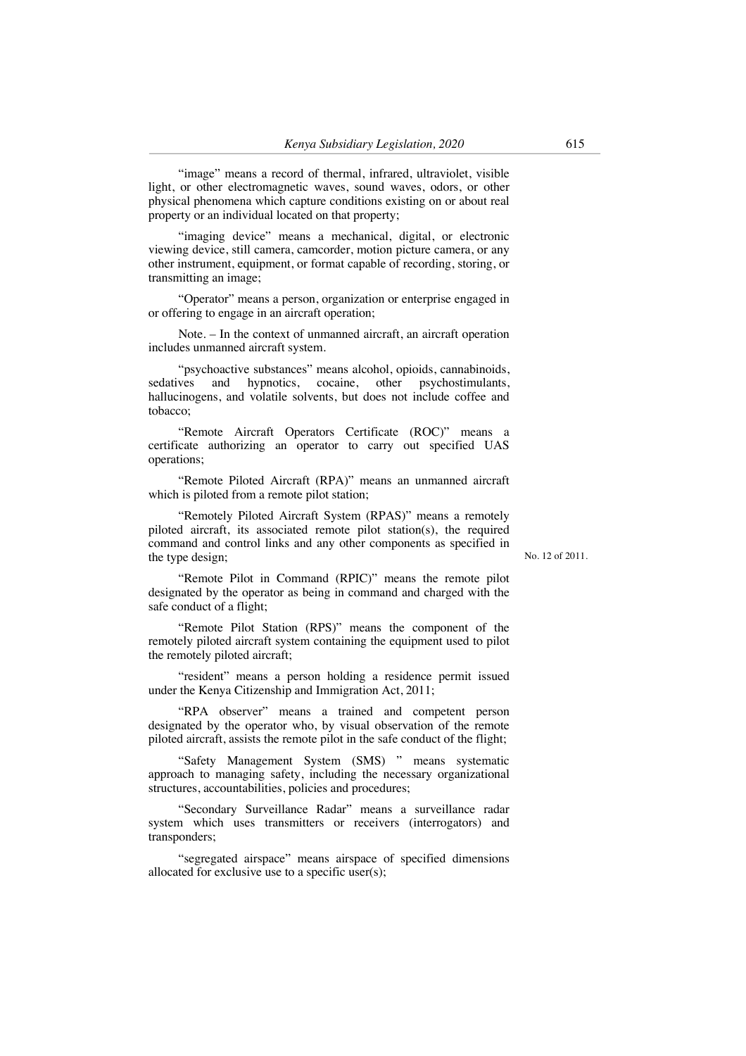"image" means a record of thermal, infrared, ultraviolet, visible light, or other electromagnetic waves, sound waves, odors, or other physical phenomena which capture conditions existing on or about real property or an individual located on that property;

"imaging device" means a mechanical, digital, or electronic viewing device, still camera, camcorder, motion picture camera, or any other instrument, equipment, or format capable of recording, storing, or transmitting an image;

"Operator" means a person, organization or enterprise engaged in or offering to engage in an aircraft operation;

Note. – In the context of unmanned aircraft, an aircraft operation includes unmanned aircraft system.

"psychoactive substances" means alcohol, opioids, cannabinoids, sedatives and hypnotics, cocaine, other psychostimulants, hallucinogens, and volatile solvents, but does not include coffee and tobacco;

"Remote Aircraft Operators Certificate (ROC)" means a certificate authorizing an operator to carry out specified UAS operations;

"Remote Piloted Aircraft (RPA)" means an unmanned aircraft which is piloted from a remote pilot station;

"Remotely Piloted Aircraft System (RPAS)" means a remotely piloted aircraft, its associated remote pilot station(s), the required command and control links and any other components as specified in the type design;

"Remote Pilot in Command (RPIC)" means the remote pilot designated by the operator as being in command and charged with the safe conduct of a flight;

"Remote Pilot Station (RPS)" means the component of the remotely piloted aircraft system containing the equipment used to pilot the remotely piloted aircraft;

No. 12 of 2011.

"resident" means a person holding a residence permit issued under the Kenya Citizenship and Immigration Act, 2011;

"RPA observer" means a trained and competent person designated by the operator who, by visual observation of the remote piloted aircraft, assists the remote pilot in the safe conduct of the flight;

"Safety Management System (SMS) " means systematic approach to managing safety, including the necessary organizational structures, accountabilities, policies and procedures;

"Secondary Surveillance Radar" means a surveillance radar system which uses transmitters or receivers (interrogators) and transponders;

"segregated airspace" means airspace of specified dimensions allocated for exclusive use to a specific user(s);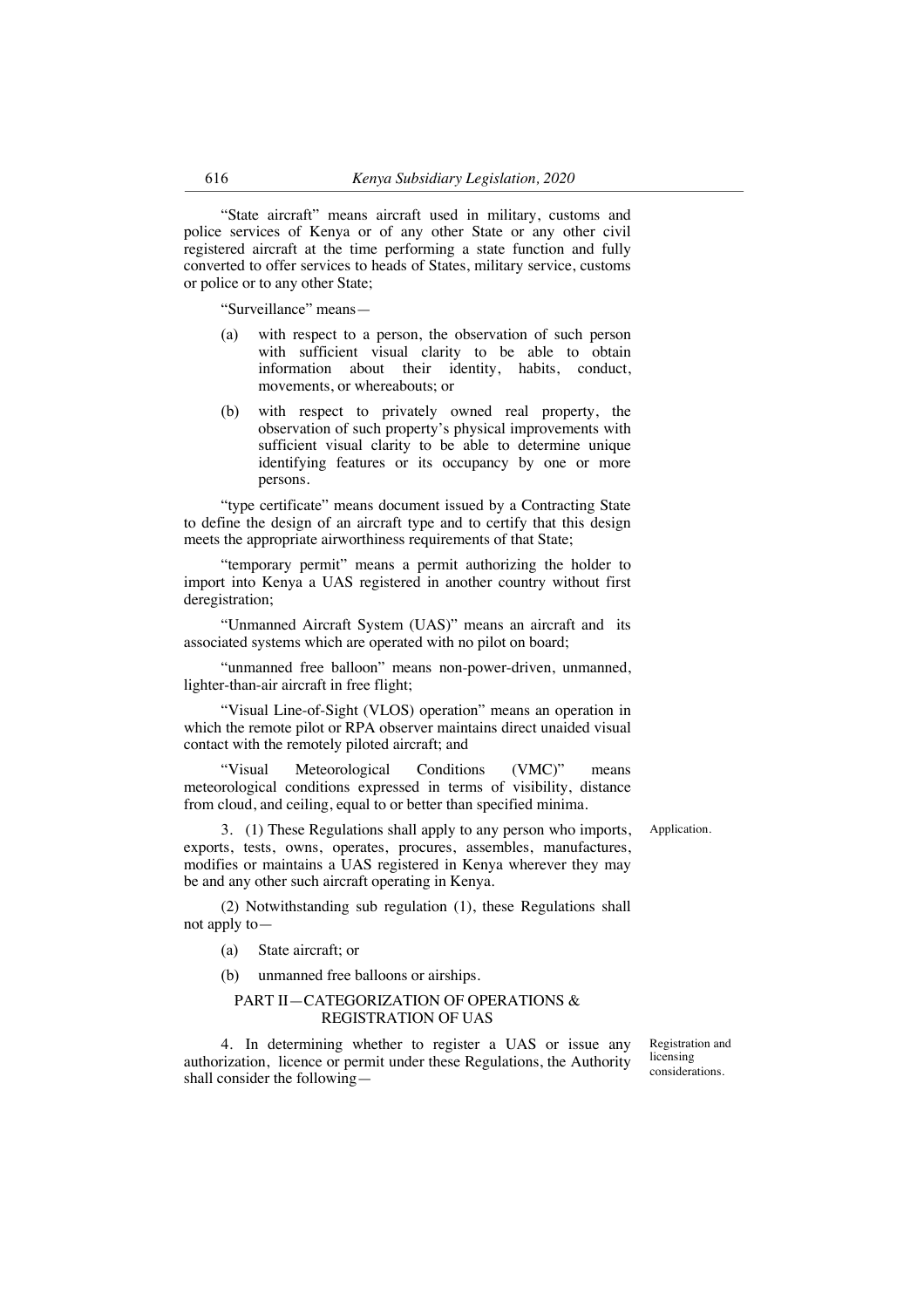"State aircraft" means aircraft used in military, customs and police services of Kenya or of any other State or any other civil registered aircraft at the time performing a state function and fully converted to offer services to heads of States, military service, customs or police or to any other State;

"Surveillance" means—

(a) with respect to a person, the observation of such person with sufficient visual clarity to be able to obtain information about their identity, habits, conduct, movements, or whereabouts; or

(b) with respect to privately owned real property, the observation of such property's physical improvements with sufficient visual clarity to be able to determine unique identifying features or its occupancy by one or more persons.

"type certificate" means document issued by a Contracting State to define the design of an aircraft type and to certify that this design meets the appropriate airworthiness requirements of that State;

"temporary permit" means a permit authorizing the holder to import into Kenya a UAS registered in another country without first deregistration;

"Unmanned Aircraft System (UAS)" means an aircraft and its associated systems which are operated with no pilot on board;

"unmanned free balloon" means non-power-driven, unmanned, lighter-than-air aircraft in free flight;

"Visual Line-of-Sight (VLOS) operation" means an operation in which the remote pilot or RPA observer maintains direct unaided visual contact with the remotely piloted aircraft; and

"Visual Meteorological Conditions (VMC)" means meteorological conditions expressed in terms of visibility, distance from cloud, and ceiling, equal to or better than specified minima.

Application.

3. (1) These Regulations shall apply to any person who imports, exports, tests, owns, operates, procures, assembles, manufactures, modifies or maintains a UAS registered in Kenya wherever they may be and any other such aircraft operating in Kenya.

(2) Notwithstanding sub regulation (1), these Regulations shall not apply to—

(a) State aircraft; or

(b) unmanned free balloons or airships.

## PART II—CATEGORIZATION OF OPERATIONS & REGISTRATION OF UAS

Registration and licensing considerations.

4. In determining whether to register a UAS or issue any authorization, licence or permit under these Regulations, the Authority shall consider the following—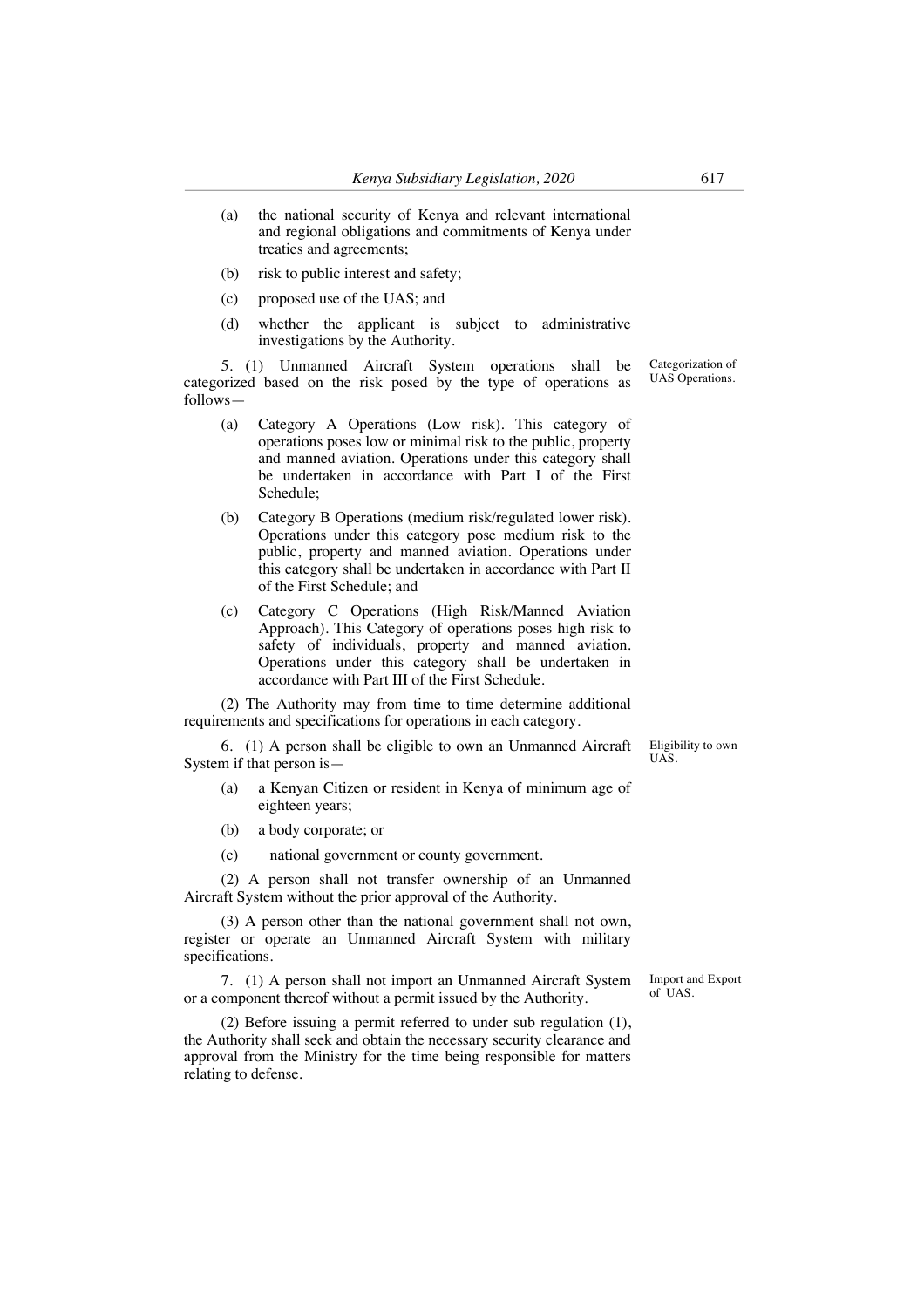(a) the national security of Kenya and relevant international and regional obligations and commitments of Kenya under treaties and agreements;

(b) risk to public interest and safety;

(c) proposed use of the UAS; and

(d) whether the applicant is subject to administrative investigations by the Authority.

**Categorization of UAS Operations.**

5. (1) Unmanned Aircraft System operations shall be categorized based on the risk posed by the type of operations as follows—

(a) Category A Operations (Low risk). This category of operations poses low or minimal risk to the public, property and manned aviation. Operations under this category shall be undertaken in accordance with Part I of the First Schedule;

(b) Category B Operations (medium risk/regulated lower risk). Operations under this category pose medium risk to the public, property and manned aviation. Operations under this category shall be undertaken in accordance with Part II of the First Schedule; and

(c) Category C Operations (High Risk/Manned Aviation Approach). This Category of operations poses high risk to safety of individuals, property and manned aviation. Operations under this category shall be undertaken in accordance with Part III of the First Schedule.

(2) The Authority may from time to time determine additional requirements and specifications for operations in each category.

**Eligibility to own UAS.**

6. (1) A person shall be eligible to own an Unmanned Aircraft System if that person is—

(a) a Kenyan Citizen or resident in Kenya of minimum age of eighteen years;

(b) a body corporate; or

(c) national government or county government.

(2) A person shall not transfer ownership of an Unmanned Aircraft System without the prior approval of the Authority.

(3) A person other than the national government shall not own, register or operate an Unmanned Aircraft System with military specifications.

**Import and Export of UAS.**

7. (1) A person shall not import an Unmanned Aircraft System or a component thereof without a permit issued by the Authority.

(2) Before issuing a permit referred to under sub regulation (1), the Authority shall seek and obtain the necessary security clearance and approval from the Ministry for the time being responsible for matters relating to defense.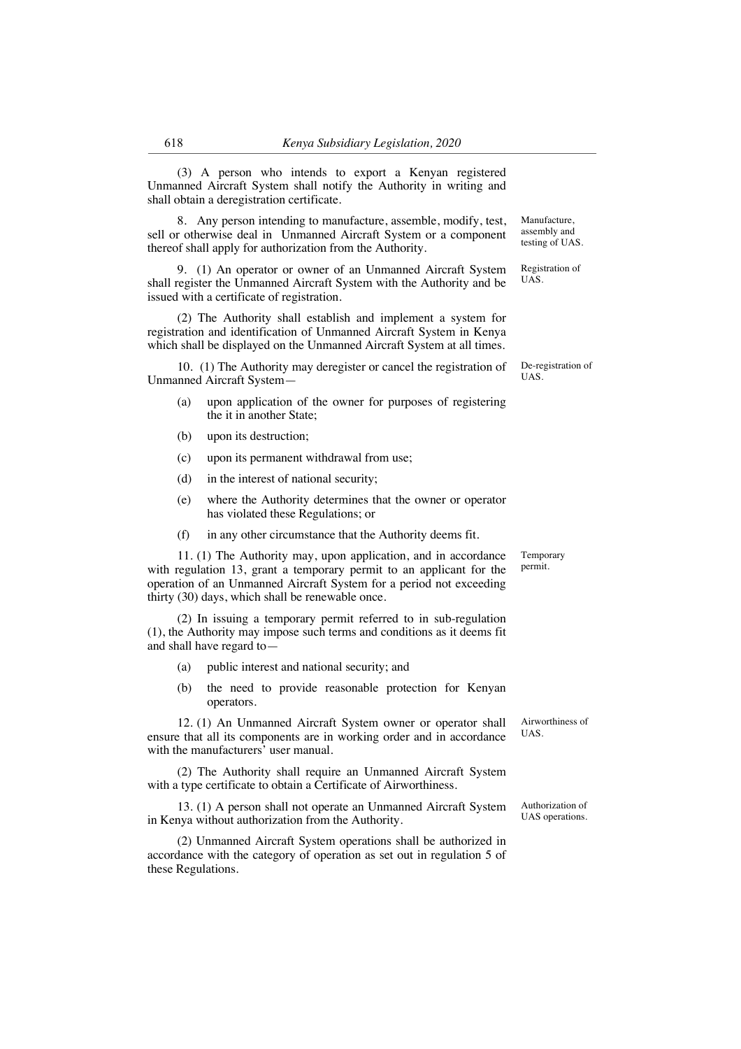(3) A person who intends to export a Kenyan registered Unmanned Aircraft System shall notify the Authority in writing and shall obtain a deregistration certificate.

**Manufacture, assembly and testing of UAS.**

8. Any person intending to manufacture, assemble, modify, test, sell or otherwise deal in Unmanned Aircraft System or a component thereof shall apply for authorization from the Authority.

**Registration of UAS.**

9. (1) An operator or owner of an Unmanned Aircraft System shall register the Unmanned Aircraft System with the Authority and be issued with a certificate of registration.

(2) The Authority shall establish and implement a system for registration and identification of Unmanned Aircraft System in Kenya which shall be displayed on the Unmanned Aircraft System at all times.

**De-registration of UAS.**

10. (1) The Authority may deregister or cancel the registration of Unmanned Aircraft System—

(a) upon application of the owner for purposes of registering the it in another State;

(b) upon its destruction;

(c) upon its permanent withdrawal from use;

(d) in the interest of national security;

(e) where the Authority determines that the owner or operator has violated these Regulations; or

(f) in any other circumstance that the Authority deems fit.

**Temporary permit.**

11. (1) The Authority may, upon application, and in accordance with regulation 13, grant a temporary permit to an applicant for the operation of an Unmanned Aircraft System for a period not exceeding thirty (30) days, which shall be renewable once.

(2) In issuing a temporary permit referred to in sub-regulation (1), the Authority may impose such terms and conditions as it deems fit and shall have regard to—

(a) public interest and national security; and

(b) the need to provide reasonable protection for Kenyan operators.

**Airworthiness of UAS.**

12. (1) An Unmanned Aircraft System owner or operator shall ensure that all its components are in working order and in accordance with the manufacturers' user manual.

(2) The Authority shall require an Unmanned Aircraft System with a type certificate to obtain a Certificate of Airworthiness.

**Authorization of UAS operations.**

13. (1) A person shall not operate an Unmanned Aircraft System in Kenya without authorization from the Authority.

(2) Unmanned Aircraft System operations shall be authorized in accordance with the category of operation as set out in regulation 5 of these Regulations.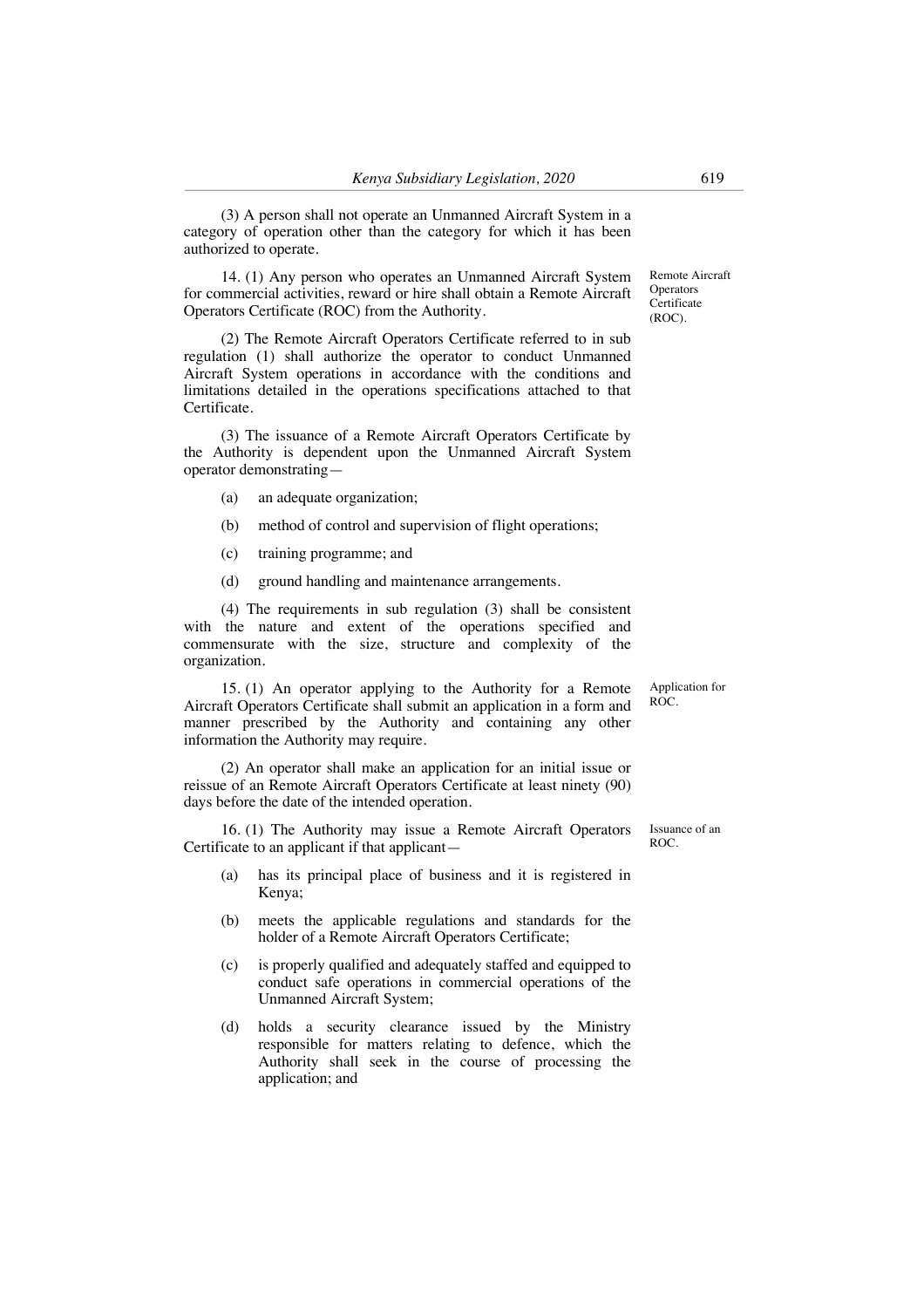(3) A person shall not operate an Unmanned Aircraft System in a category of operation other than the category for which it has been authorized to operate.

Remote Aircraft Operators Certificate (ROC).

14. (1) Any person who operates an Unmanned Aircraft System for commercial activities, reward or hire shall obtain a Remote Aircraft Operators Certificate (ROC) from the Authority.

(2) The Remote Aircraft Operators Certificate referred to in sub regulation (1) shall authorize the operator to conduct Unmanned Aircraft System operations in accordance with the conditions and limitations detailed in the operations specifications attached to that Certificate.

(3) The issuance of a Remote Aircraft Operators Certificate by the Authority is dependent upon the Unmanned Aircraft System operator demonstrating—

(a) an adequate organization;

(b) method of control and supervision of flight operations;

(c) training programme; and

(d) ground handling and maintenance arrangements.

(4) The requirements in sub regulation (3) shall be consistent with the nature and extent of the operations specified and commensurate with the size, structure and complexity of the organization.

Application for ROC.

15. (1) An operator applying to the Authority for a Remote Aircraft Operators Certificate shall submit an application in a form and manner prescribed by the Authority and containing any other information the Authority may require.

(2) An operator shall make an application for an initial issue or reissue of an Remote Aircraft Operators Certificate at least ninety (90) days before the date of the intended operation.

Issuance of an ROC.

16. (1) The Authority may issue a Remote Aircraft Operators Certificate to an applicant if that applicant—

(a) has its principal place of business and it is registered in Kenya;

(b) meets the applicable regulations and standards for the holder of a Remote Aircraft Operators Certificate;

(c) is properly qualified and adequately staffed and equipped to conduct safe operations in commercial operations of the Unmanned Aircraft System;

(d) holds a security clearance issued by the Ministry responsible for matters relating to defence, which the Authority shall seek in the course of processing the application; and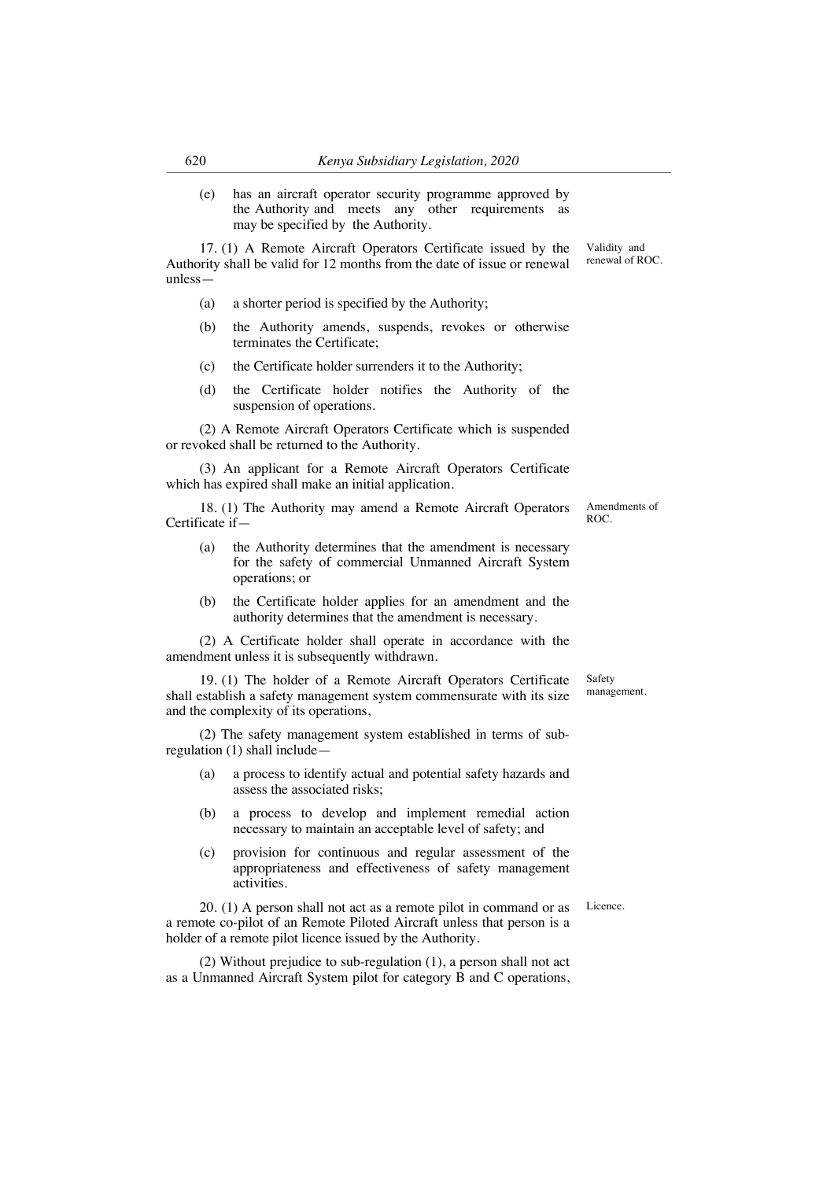(e) has an aircraft operator security programme approved by the Authority and meets any other requirements as may be specified by the Authority.

Validity and renewal of ROC.

17. (1) A Remote Aircraft Operators Certificate issued by the Authority shall be valid for 12 months from the date of issue or renewal unless—

(a) a shorter period is specified by the Authority;

(b) the Authority amends, suspends, revokes or otherwise terminates the Certificate;

(c) the Certificate holder surrenders it to the Authority;

(d) the Certificate holder notifies the Authority of the suspension of operations.

(2) A Remote Aircraft Operators Certificate which is suspended or revoked shall be returned to the Authority.

(3) An applicant for a Remote Aircraft Operators Certificate which has expired shall make an initial application.

Amendments of ROC.

18. (1) The Authority may amend a Remote Aircraft Operators Certificate if—

(a) the Authority determines that the amendment is necessary for the safety of commercial Unmanned Aircraft System operations; or

(b) the Certificate holder applies for an amendment and the authority determines that the amendment is necessary.

(2) A Certificate holder shall operate in accordance with the amendment unless it is subsequently withdrawn.

Safety management.

19. (1) The holder of a Remote Aircraft Operators Certificate shall establish a safety management system commensurate with its size and the complexity of its operations,

(2) The safety management system established in terms of sub-regulation (1) shall include—

(a) a process to identify actual and potential safety hazards and assess the associated risks;

(b) a process to develop and implement remedial action necessary to maintain an acceptable level of safety; and

(c) provision for continuous and regular assessment of the appropriateness and effectiveness of safety management activities.

Licence.

20. (1) A person shall not act as a remote pilot in command or as a remote co-pilot of an Remote Piloted Aircraft unless that person is a holder of a remote pilot licence issued by the Authority.

(2) Without prejudice to sub-regulation (1), a person shall not act as a Unmanned Aircraft System pilot for category B and C operations,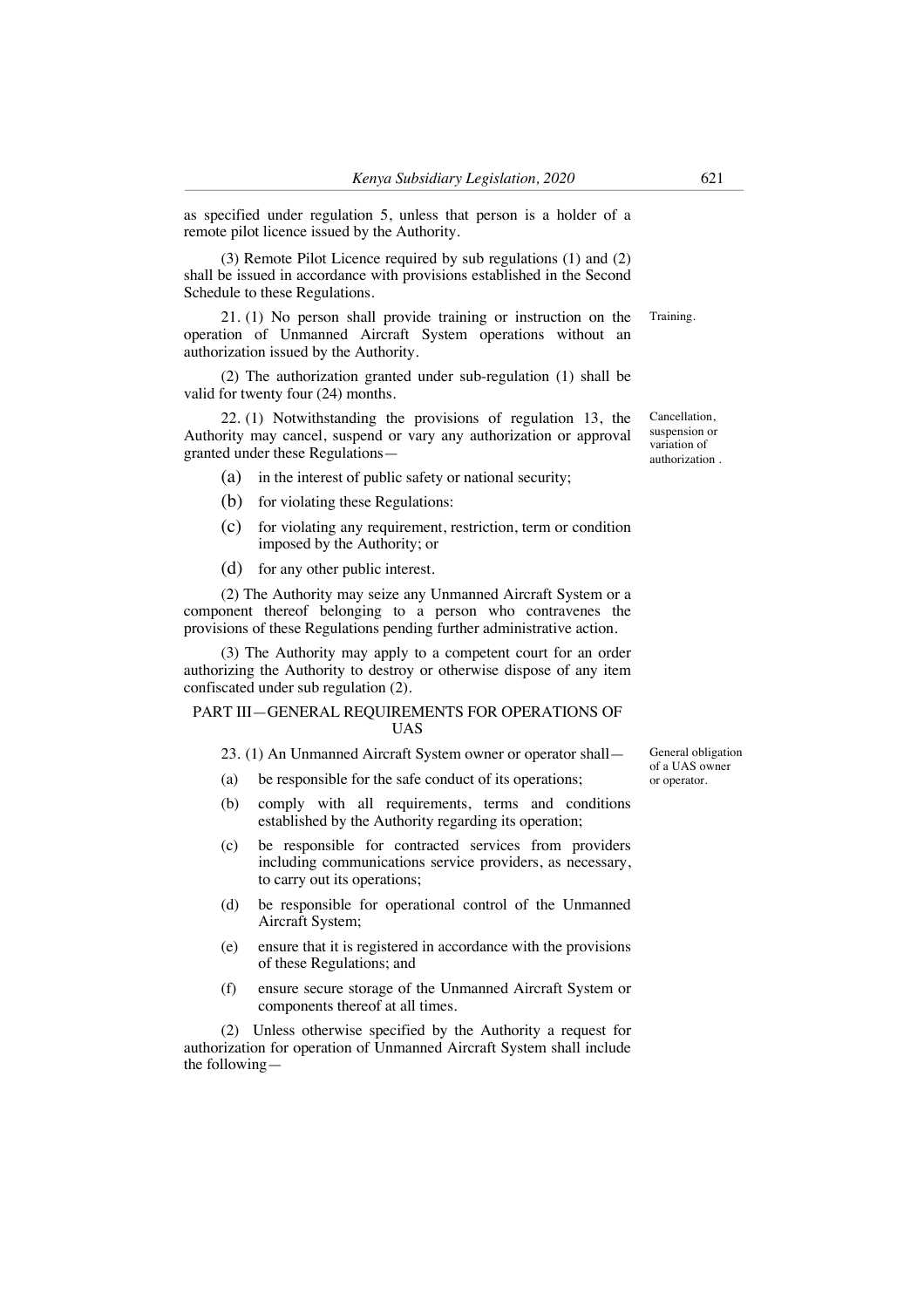as specified under regulation 5, unless that person is a holder of a remote pilot licence issued by the Authority.

(3) Remote Pilot Licence required by sub regulations (1) and (2) shall be issued in accordance with provisions established in the Second Schedule to these Regulations.

Training.

21. (1) No person shall provide training or instruction on the operation of Unmanned Aircraft System operations without an authorization issued by the Authority.

(2) The authorization granted under sub-regulation (1) shall be valid for twenty four (24) months.

Cancellation, suspension or variation of authorization .

22. (1) Notwithstanding the provisions of regulation 13, the Authority may cancel, suspend or vary any authorization or approval granted under these Regulations—

(a) in the interest of public safety or national security;

(b) for violating these Regulations:

(c) for violating any requirement, restriction, term or condition imposed by the Authority; or

(d) for any other public interest.

(2) The Authority may seize any Unmanned Aircraft System or a component thereof belonging to a person who contravenes the provisions of these Regulations pending further administrative action.

(3) The Authority may apply to a competent court for an order authorizing the Authority to destroy or otherwise dispose of any item confiscated under sub regulation (2).

## PART III—GENERAL REQUIREMENTS FOR OPERATIONS OF UAS

General obligation of a UAS owner or operator.

23. (1) An Unmanned Aircraft System owner or operator shall—

(a) be responsible for the safe conduct of its operations;

(b) comply with all requirements, terms and conditions established by the Authority regarding its operation;

(c) be responsible for contracted services from providers including communications service providers, as necessary, to carry out its operations;

(d) be responsible for operational control of the Unmanned Aircraft System;

(e) ensure that it is registered in accordance with the provisions of these Regulations; and

(f) ensure secure storage of the Unmanned Aircraft System or components thereof at all times.

(2) Unless otherwise specified by the Authority a request for authorization for operation of Unmanned Aircraft System shall include the following—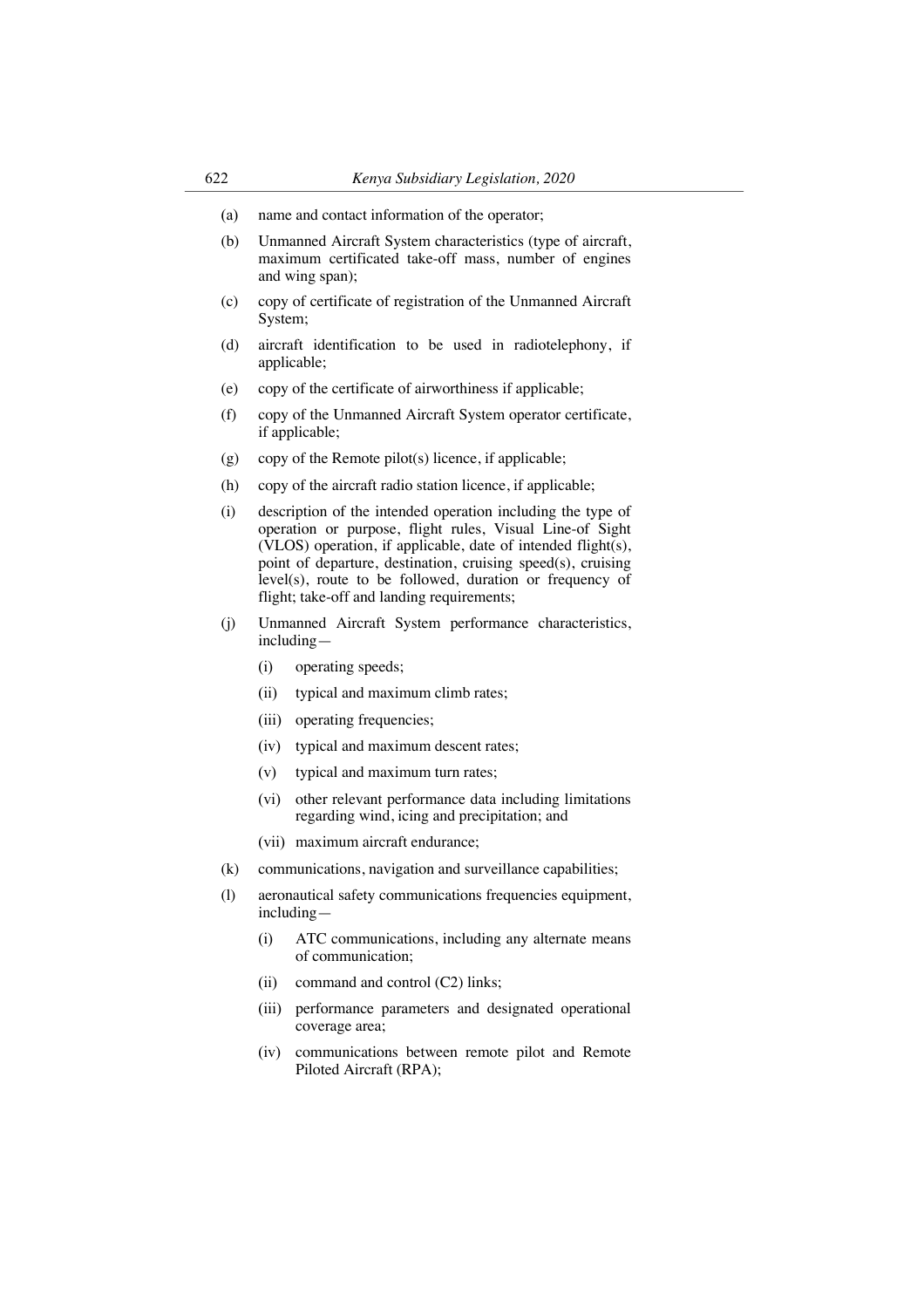(a) name and contact information of the operator;

(b) Unmanned Aircraft System characteristics (type of aircraft, maximum certificated take-off mass, number of engines and wing span);

(c) copy of certificate of registration of the Unmanned Aircraft System;

(d) aircraft identification to be used in radiotelephony, if applicable;

(e) copy of the certificate of airworthiness if applicable;

(f) copy of the Unmanned Aircraft System operator certificate, if applicable;

(g) copy of the Remote pilot(s) licence, if applicable;

(h) copy of the aircraft radio station licence, if applicable;

(i) description of the intended operation including the type of operation or purpose, flight rules, Visual Line-of Sight (VLOS) operation, if applicable, date of intended flight(s), point of departure, destination, cruising speed(s), cruising level(s), route to be followed, duration or frequency of flight; take-off and landing requirements;

(j) Unmanned Aircraft System performance characteristics, including—

  (i) operating speeds;

  (ii) typical and maximum climb rates;

  (iii) operating frequencies;

  (iv) typical and maximum descent rates;

  (v) typical and maximum turn rates;

  (vi) other relevant performance data including limitations regarding wind, icing and precipitation; and

  (vii) maximum aircraft endurance;

(k) communications, navigation and surveillance capabilities;

(l) aeronautical safety communications frequencies equipment, including—

  (i) ATC communications, including any alternate means of communication;

  (ii) command and control (C2) links;

  (iii) performance parameters and designated operational coverage area;

  (iv) communications between remote pilot and Remote Piloted Aircraft (RPA);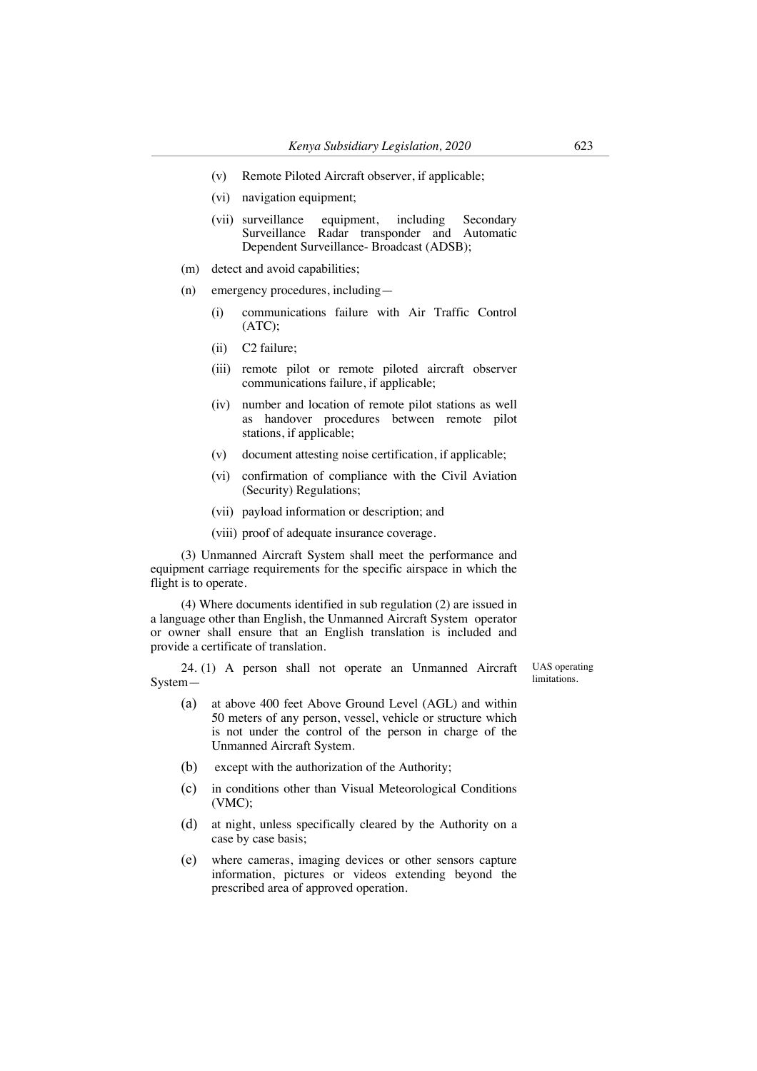(v) Remote Piloted Aircraft observer, if applicable;

(vi) navigation equipment;

(vii) surveillance equipment, including Secondary Surveillance Radar transponder and Automatic Dependent Surveillance- Broadcast (ADSB);

(m) detect and avoid capabilities;

(n) emergency procedures, including—

(i) communications failure with Air Traffic Control (ATC);

(ii) C2 failure;

(iii) remote pilot or remote piloted aircraft observer communications failure, if applicable;

(iv) number and location of remote pilot stations as well as handover procedures between remote pilot stations, if applicable;

(v) document attesting noise certification, if applicable;

(vi) confirmation of compliance with the Civil Aviation (Security) Regulations;

(vii) payload information or description; and

(viii) proof of adequate insurance coverage.

(3) Unmanned Aircraft System shall meet the performance and equipment carriage requirements for the specific airspace in which the flight is to operate.

(4) Where documents identified in sub regulation (2) are issued in a language other than English, the Unmanned Aircraft System operator or owner shall ensure that an English translation is included and provide a certificate of translation.

UAS operating limitations.

24. (1) A person shall not operate an Unmanned Aircraft System—

(a) at above 400 feet Above Ground Level (AGL) and within 50 meters of any person, vessel, vehicle or structure which is not under the control of the person in charge of the Unmanned Aircraft System.

(b) except with the authorization of the Authority;

(c) in conditions other than Visual Meteorological Conditions (VMC);

(d) at night, unless specifically cleared by the Authority on a case by case basis;

(e) where cameras, imaging devices or other sensors capture information, pictures or videos extending beyond the prescribed area of approved operation.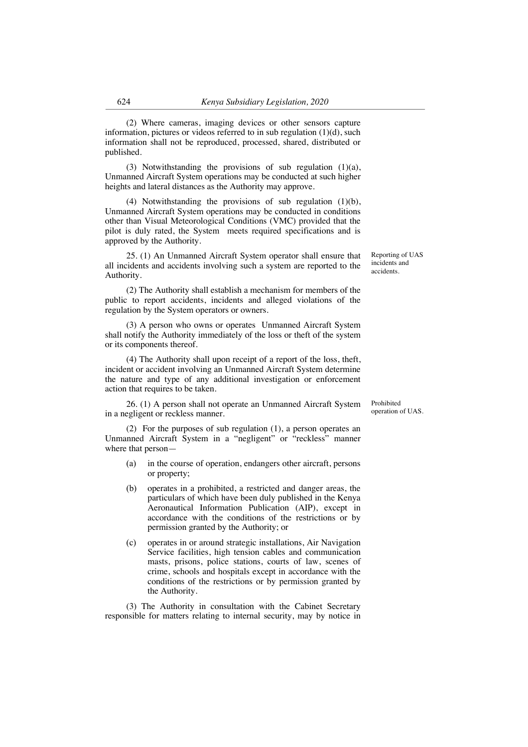(2) Where cameras, imaging devices or other sensors capture information, pictures or videos referred to in sub regulation (1)(d), such information shall not be reproduced, processed, shared, distributed or published.

(3) Notwithstanding the provisions of sub regulation (1)(a), Unmanned Aircraft System operations may be conducted at such higher heights and lateral distances as the Authority may approve.

(4) Notwithstanding the provisions of sub regulation (1)(b), Unmanned Aircraft System operations may be conducted in conditions other than Visual Meteorological Conditions (VMC) provided that the pilot is duly rated, the System meets required specifications and is approved by the Authority.

*Reporting of UAS incidents and accidents.*

25. (1) An Unmanned Aircraft System operator shall ensure that all incidents and accidents involving such a system are reported to the Authority.

(2) The Authority shall establish a mechanism for members of the public to report accidents, incidents and alleged violations of the regulation by the System operators or owners.

(3) A person who owns or operates Unmanned Aircraft System shall notify the Authority immediately of the loss or theft of the system or its components thereof.

(4) The Authority shall upon receipt of a report of the loss, theft, incident or accident involving an Unmanned Aircraft System determine the nature and type of any additional investigation or enforcement action that requires to be taken.

*Prohibited operation of UAS.*

26. (1) A person shall not operate an Unmanned Aircraft System in a negligent or reckless manner.

(2) For the purposes of sub regulation (1), a person operates an Unmanned Aircraft System in a "negligent" or "reckless" manner where that person—

(a) in the course of operation, endangers other aircraft, persons or property;

(b) operates in a prohibited, a restricted and danger areas, the particulars of which have been duly published in the Kenya Aeronautical Information Publication (AIP), except in accordance with the conditions of the restrictions or by permission granted by the Authority; or

(c) operates in or around strategic installations, Air Navigation Service facilities, high tension cables and communication masts, prisons, police stations, courts of law, scenes of crime, schools and hospitals except in accordance with the conditions of the restrictions or by permission granted by the Authority.

(3) The Authority in consultation with the Cabinet Secretary responsible for matters relating to internal security, may by notice in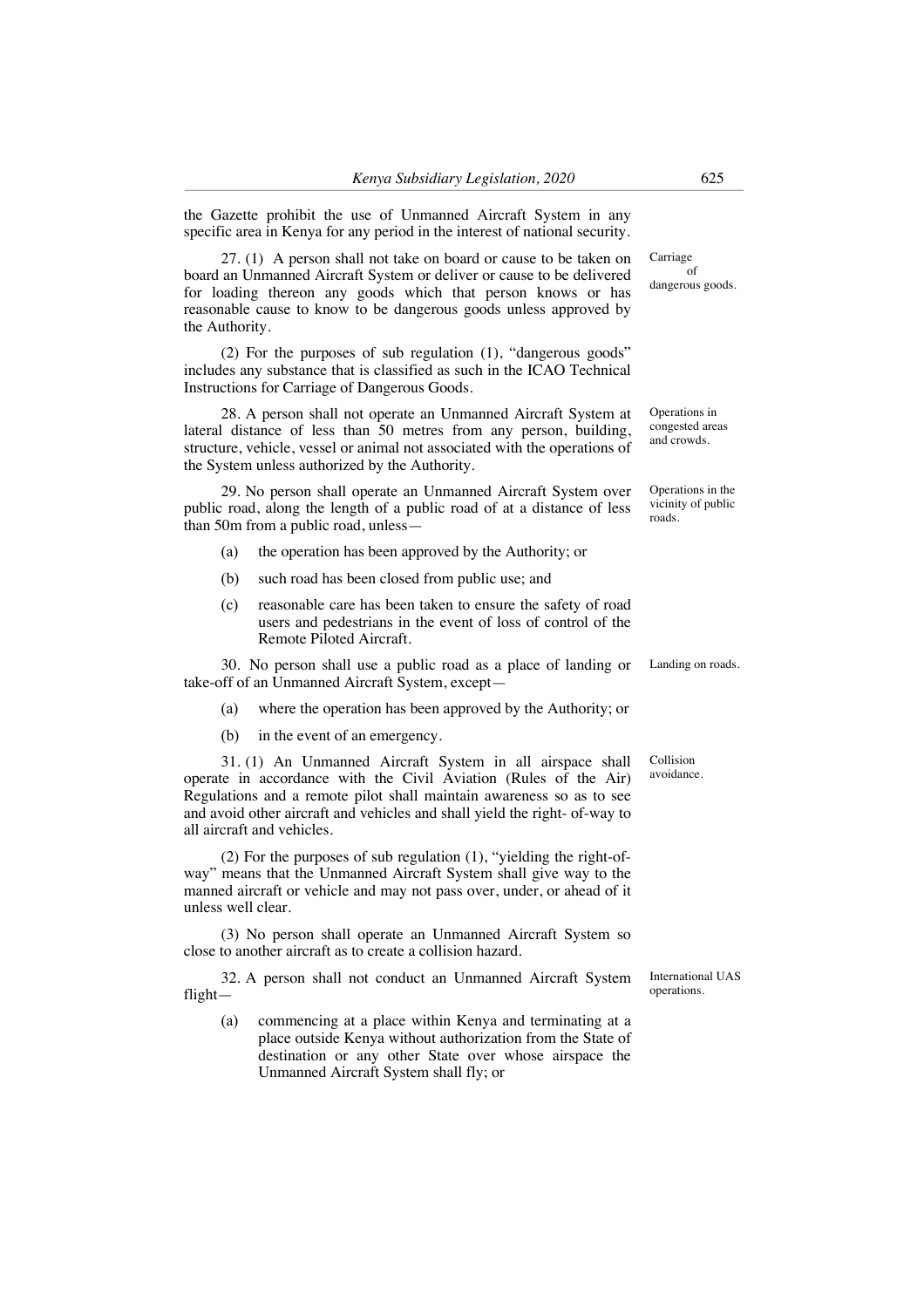the Gazette prohibit the use of Unmanned Aircraft System in any specific area in Kenya for any period in the interest of national security.

Carriage of dangerous goods.

27. (1) A person shall not take on board or cause to be taken on board an Unmanned Aircraft System or deliver or cause to be delivered for loading thereon any goods which that person knows or has reasonable cause to know to be dangerous goods unless approved by the Authority.

(2) For the purposes of sub regulation (1), "dangerous goods" includes any substance that is classified as such in the ICAO Technical Instructions for Carriage of Dangerous Goods.

Operations in congested areas and crowds.

28. A person shall not operate an Unmanned Aircraft System at lateral distance of less than 50 metres from any person, building, structure, vehicle, vessel or animal not associated with the operations of the System unless authorized by the Authority.

Operations in the vicinity of public roads.

29. No person shall operate an Unmanned Aircraft System over public road, along the length of a public road of at a distance of less than 50m from a public road, unless—

(a) the operation has been approved by the Authority; or

(b) such road has been closed from public use; and

(c) reasonable care has been taken to ensure the safety of road users and pedestrians in the event of loss of control of the Remote Piloted Aircraft.

Landing on roads.

30. No person shall use a public road as a place of landing or take-off of an Unmanned Aircraft System, except—

(a) where the operation has been approved by the Authority; or

(b) in the event of an emergency.

Collision avoidance.

31. (1) An Unmanned Aircraft System in all airspace shall operate in accordance with the Civil Aviation (Rules of the Air) Regulations and a remote pilot shall maintain awareness so as to see and avoid other aircraft and vehicles and shall yield the right- of-way to all aircraft and vehicles.

(2) For the purposes of sub regulation (1), "yielding the right-of-way" means that the Unmanned Aircraft System shall give way to the manned aircraft or vehicle and may not pass over, under, or ahead of it unless well clear.

(3) No person shall operate an Unmanned Aircraft System so close to another aircraft as to create a collision hazard.

International UAS operations.

32. A person shall not conduct an Unmanned Aircraft System flight—

(a) commencing at a place within Kenya and terminating at a place outside Kenya without authorization from the State of destination or any other State over whose airspace the Unmanned Aircraft System shall fly; or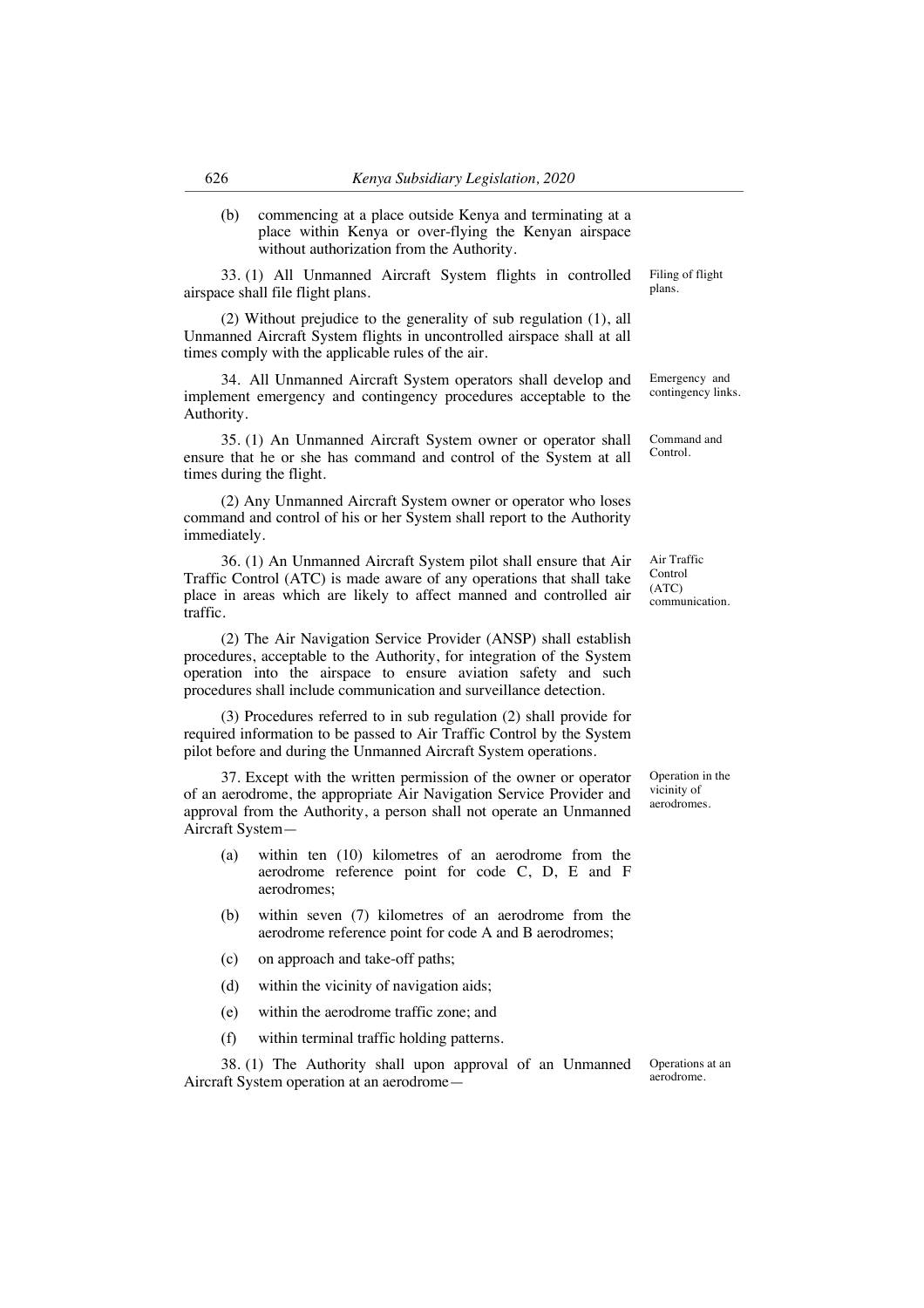(b) commencing at a place outside Kenya and terminating at a place within Kenya or over-flying the Kenyan airspace without authorization from the Authority.

Filing of flight plans.

33. (1) All Unmanned Aircraft System flights in controlled airspace shall file flight plans.

(2) Without prejudice to the generality of sub regulation (1), all Unmanned Aircraft System flights in uncontrolled airspace shall at all times comply with the applicable rules of the air.

Emergency and contingency links.

34. All Unmanned Aircraft System operators shall develop and implement emergency and contingency procedures acceptable to the Authority.

Command and Control.

35. (1) An Unmanned Aircraft System owner or operator shall ensure that he or she has command and control of the System at all times during the flight.

(2) Any Unmanned Aircraft System owner or operator who loses command and control of his or her System shall report to the Authority immediately.

Air Traffic Control (ATC) communication.

36. (1) An Unmanned Aircraft System pilot shall ensure that Air Traffic Control (ATC) is made aware of any operations that shall take place in areas which are likely to affect manned and controlled air traffic.

(2) The Air Navigation Service Provider (ANSP) shall establish procedures, acceptable to the Authority, for integration of the System operation into the airspace to ensure aviation safety and such procedures shall include communication and surveillance detection.

(3) Procedures referred to in sub regulation (2) shall provide for required information to be passed to Air Traffic Control by the System pilot before and during the Unmanned Aircraft System operations.

Operation in the vicinity of aerodromes.

37. Except with the written permission of the owner or operator of an aerodrome, the appropriate Air Navigation Service Provider and approval from the Authority, a person shall not operate an Unmanned Aircraft System—

(a) within ten (10) kilometres of an aerodrome from the aerodrome reference point for code C, D, E and F aerodromes;

(b) within seven (7) kilometres of an aerodrome from the aerodrome reference point for code A and B aerodromes;

(c) on approach and take-off paths;

(d) within the vicinity of navigation aids;

(e) within the aerodrome traffic zone; and

(f) within terminal traffic holding patterns.

Operations at an aerodrome.

38. (1) The Authority shall upon approval of an Unmanned Aircraft System operation at an aerodrome—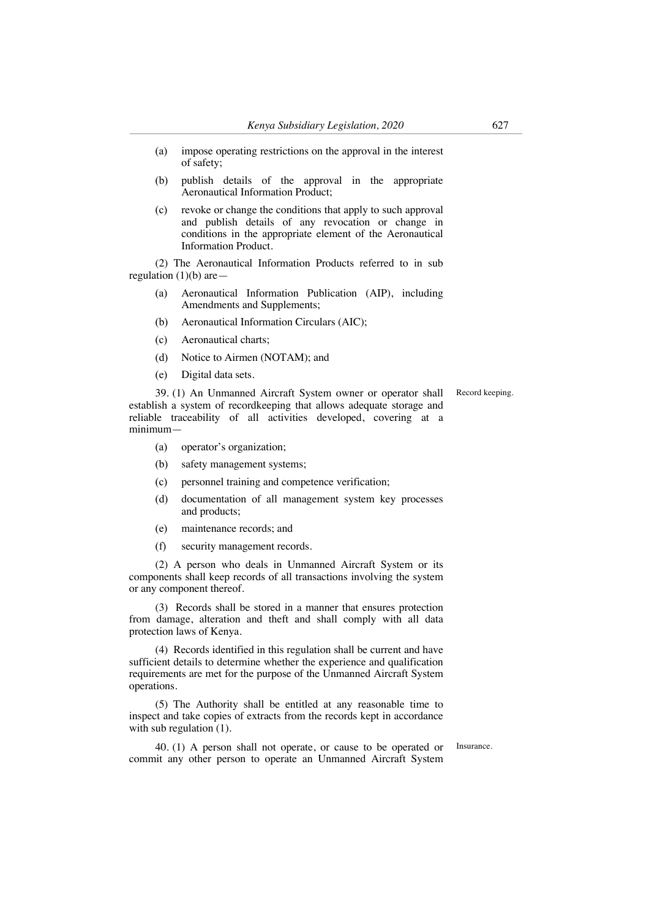(a) impose operating restrictions on the approval in the interest of safety;

(b) publish details of the approval in the appropriate Aeronautical Information Product;

(c) revoke or change the conditions that apply to such approval and publish details of any revocation or change in conditions in the appropriate element of the Aeronautical Information Product.

(2) The Aeronautical Information Products referred to in sub regulation (1)(b) are—

(a) Aeronautical Information Publication (AIP), including Amendments and Supplements;

(b) Aeronautical Information Circulars (AIC);

(c) Aeronautical charts;

(d) Notice to Airmen (NOTAM); and

(e) Digital data sets.

Record keeping.

39. (1) An Unmanned Aircraft System owner or operator shall establish a system of recordkeeping that allows adequate storage and reliable traceability of all activities developed, covering at a minimum—

(a) operator's organization;

(b) safety management systems;

(c) personnel training and competence verification;

(d) documentation of all management system key processes and products;

(e) maintenance records; and

(f) security management records.

(2) A person who deals in Unmanned Aircraft System or its components shall keep records of all transactions involving the system or any component thereof.

(3) Records shall be stored in a manner that ensures protection from damage, alteration and theft and shall comply with all data protection laws of Kenya.

(4) Records identified in this regulation shall be current and have sufficient details to determine whether the experience and qualification requirements are met for the purpose of the Unmanned Aircraft System operations.

(5) The Authority shall be entitled at any reasonable time to inspect and take copies of extracts from the records kept in accordance with sub regulation (1).

Insurance.

40. (1) A person shall not operate, or cause to be operated or commit any other person to operate an Unmanned Aircraft System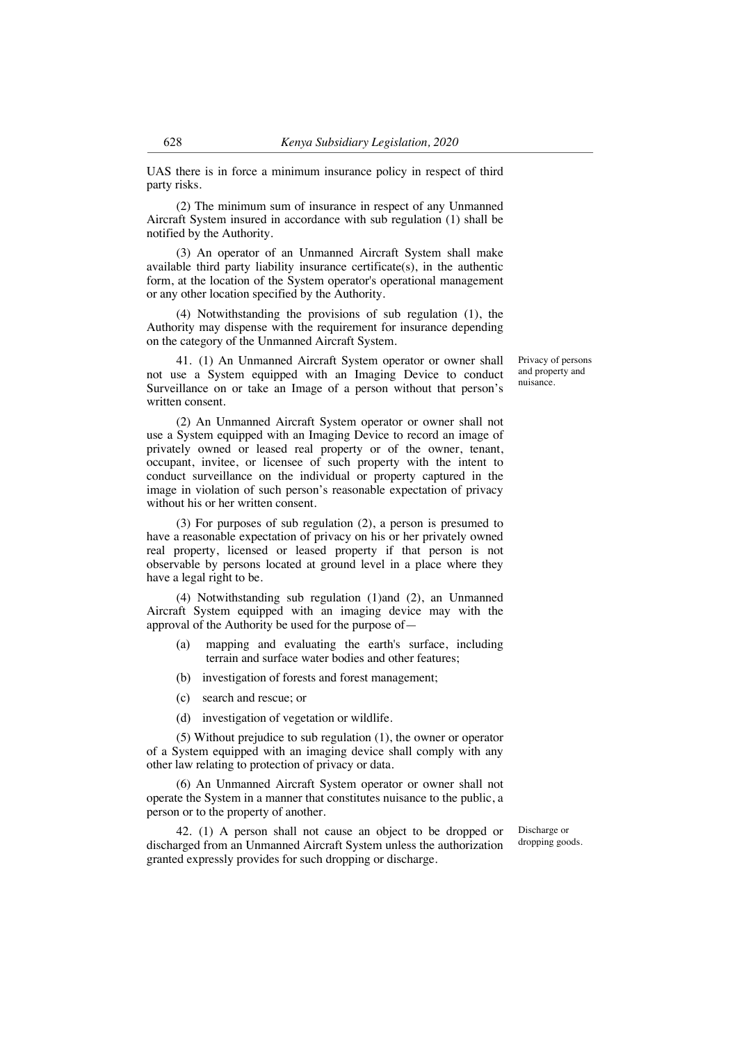UAS there is in force a minimum insurance policy in respect of third party risks.

(2) The minimum sum of insurance in respect of any Unmanned Aircraft System insured in accordance with sub regulation (1) shall be notified by the Authority.

(3) An operator of an Unmanned Aircraft System shall make available third party liability insurance certificate(s), in the authentic form, at the location of the System operator's operational management or any other location specified by the Authority.

(4) Notwithstanding the provisions of sub regulation (1), the Authority may dispense with the requirement for insurance depending on the category of the Unmanned Aircraft System.

**Privacy of persons and property and nuisance.**

41. (1) An Unmanned Aircraft System operator or owner shall not use a System equipped with an Imaging Device to conduct Surveillance on or take an Image of a person without that person's written consent.

(2) An Unmanned Aircraft System operator or owner shall not use a System equipped with an Imaging Device to record an image of privately owned or leased real property or of the owner, tenant, occupant, invitee, or licensee of such property with the intent to conduct surveillance on the individual or property captured in the image in violation of such person's reasonable expectation of privacy without his or her written consent.

(3) For purposes of sub regulation (2), a person is presumed to have a reasonable expectation of privacy on his or her privately owned real property, licensed or leased property if that person is not observable by persons located at ground level in a place where they have a legal right to be.

(4) Notwithstanding sub regulation (1)and (2), an Unmanned Aircraft System equipped with an imaging device may with the approval of the Authority be used for the purpose of—

(a) mapping and evaluating the earth's surface, including terrain and surface water bodies and other features;

(b) investigation of forests and forest management;

(c) search and rescue; or

(d) investigation of vegetation or wildlife.

(5) Without prejudice to sub regulation (1), the owner or operator of a System equipped with an imaging device shall comply with any other law relating to protection of privacy or data.

(6) An Unmanned Aircraft System operator or owner shall not operate the System in a manner that constitutes nuisance to the public, a person or to the property of another.

**Discharge or dropping goods.**

42. (1) A person shall not cause an object to be dropped or discharged from an Unmanned Aircraft System unless the authorization granted expressly provides for such dropping or discharge.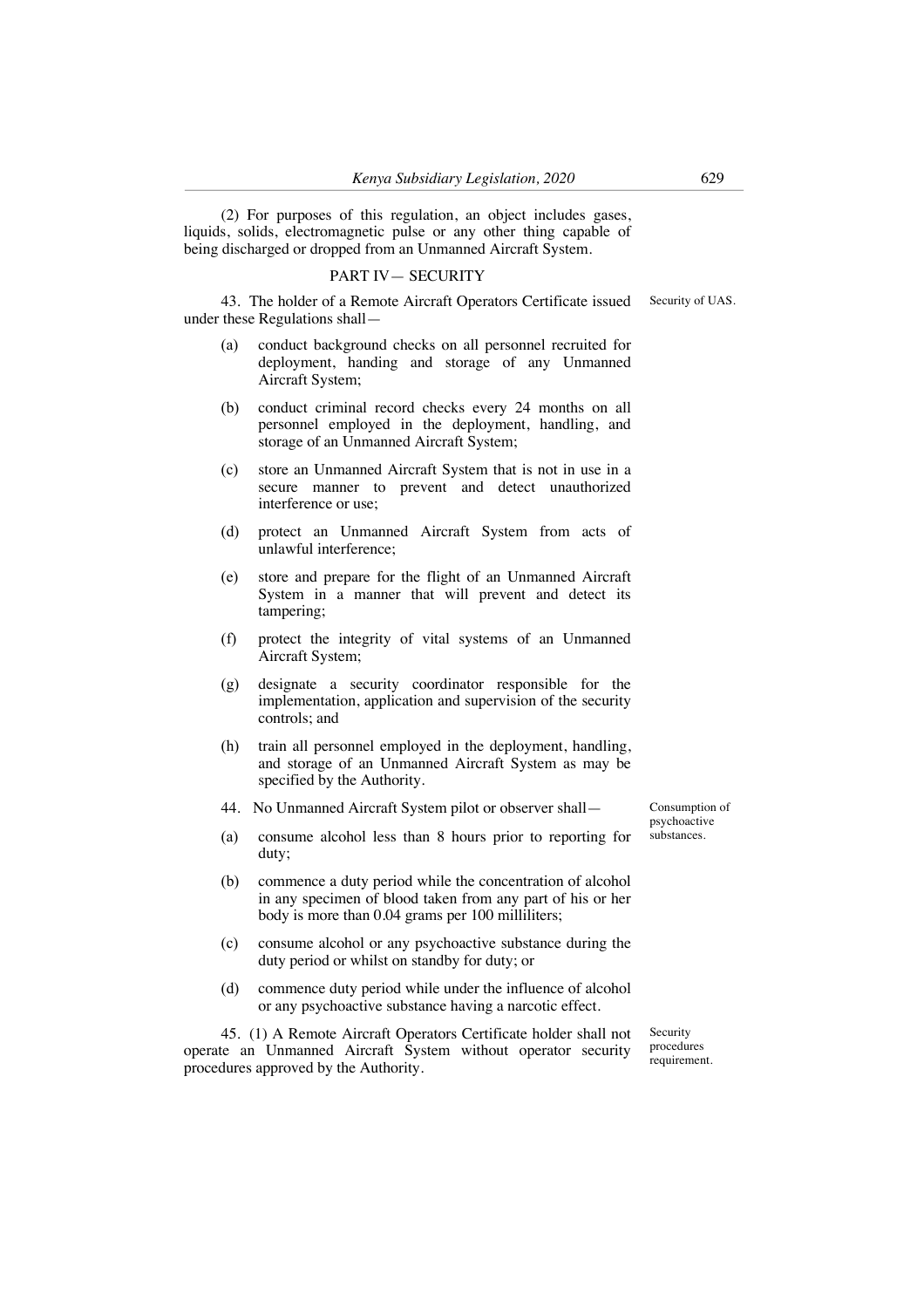(2) For purposes of this regulation, an object includes gases, liquids, solids, electromagnetic pulse or any other thing capable of being discharged or dropped from an Unmanned Aircraft System.

## PART IV— SECURITY

43. The holder of a Remote Aircraft Operators Certificate issued under these Regulations shall— *Security of UAS.*

(a) conduct background checks on all personnel recruited for deployment, handing and storage of any Unmanned Aircraft System;

(b) conduct criminal record checks every 24 months on all personnel employed in the deployment, handling, and storage of an Unmanned Aircraft System;

(c) store an Unmanned Aircraft System that is not in use in a secure manner to prevent and detect unauthorized interference or use;

(d) protect an Unmanned Aircraft System from acts of unlawful interference;

(e) store and prepare for the flight of an Unmanned Aircraft System in a manner that will prevent and detect its tampering;

(f) protect the integrity of vital systems of an Unmanned Aircraft System;

(g) designate a security coordinator responsible for the implementation, application and supervision of the security controls; and

(h) train all personnel employed in the deployment, handling, and storage of an Unmanned Aircraft System as may be specified by the Authority.

44. No Unmanned Aircraft System pilot or observer shall— *Consumption of psychoactive substances.*

(a) consume alcohol less than 8 hours prior to reporting for duty;

(b) commence a duty period while the concentration of alcohol in any specimen of blood taken from any part of his or her body is more than 0.04 grams per 100 milliliters;

(c) consume alcohol or any psychoactive substance during the duty period or whilst on standby for duty; or

(d) commence duty period while under the influence of alcohol or any psychoactive substance having a narcotic effect.

45. (1) A Remote Aircraft Operators Certificate holder shall not operate an Unmanned Aircraft System without operator security procedures approved by the Authority. *Security procedures requirement.*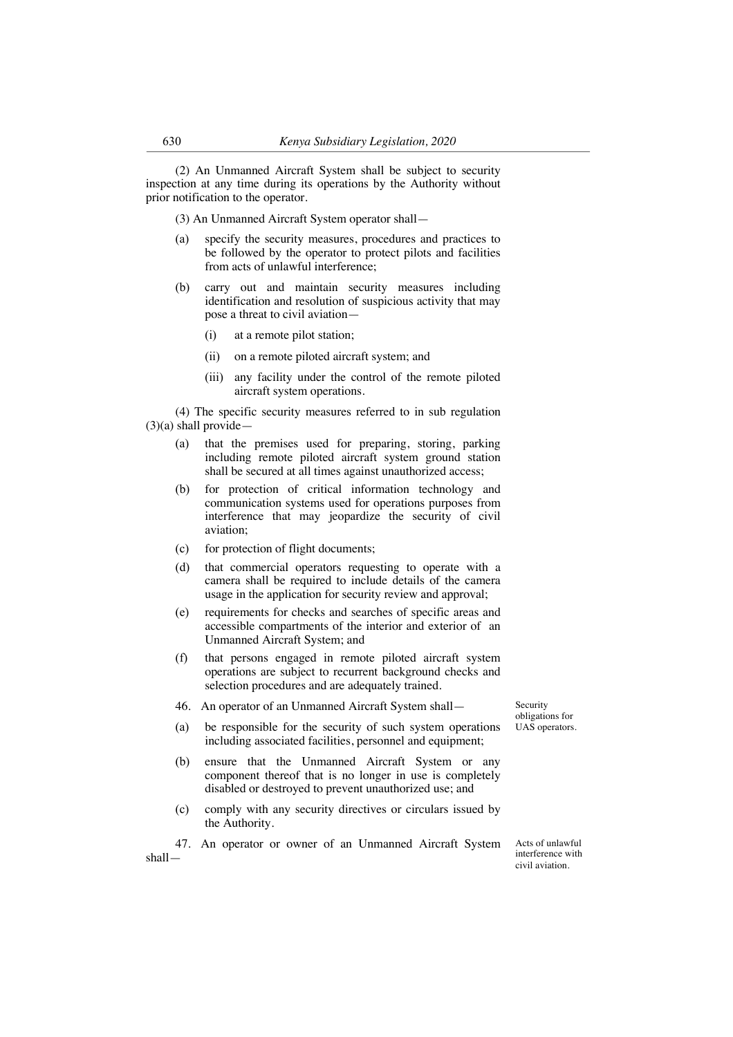(2) An Unmanned Aircraft System shall be subject to security inspection at any time during its operations by the Authority without prior notification to the operator.

(3) An Unmanned Aircraft System operator shall—

(a) specify the security measures, procedures and practices to be followed by the operator to protect pilots and facilities from acts of unlawful interference;

(b) carry out and maintain security measures including identification and resolution of suspicious activity that may pose a threat to civil aviation—

(i) at a remote pilot station;

(ii) on a remote piloted aircraft system; and

(iii) any facility under the control of the remote piloted aircraft system operations.

(4) The specific security measures referred to in sub regulation (3)(a) shall provide—

(a) that the premises used for preparing, storing, parking including remote piloted aircraft system ground station shall be secured at all times against unauthorized access;

(b) for protection of critical information technology and communication systems used for operations purposes from interference that may jeopardize the security of civil aviation;

(c) for protection of flight documents;

(d) that commercial operators requesting to operate with a camera shall be required to include details of the camera usage in the application for security review and approval;

(e) requirements for checks and searches of specific areas and accessible compartments of the interior and exterior of an Unmanned Aircraft System; and

(f) that persons engaged in remote piloted aircraft system operations are subject to recurrent background checks and selection procedures and are adequately trained.

*Security obligations for UAS operators.*

46. An operator of an Unmanned Aircraft System shall—

(a) be responsible for the security of such system operations including associated facilities, personnel and equipment;

(b) ensure that the Unmanned Aircraft System or any component thereof that is no longer in use is completely disabled or destroyed to prevent unauthorized use; and

(c) comply with any security directives or circulars issued by the Authority.

*Acts of unlawful interference with civil aviation.*

47. An operator or owner of an Unmanned Aircraft System shall—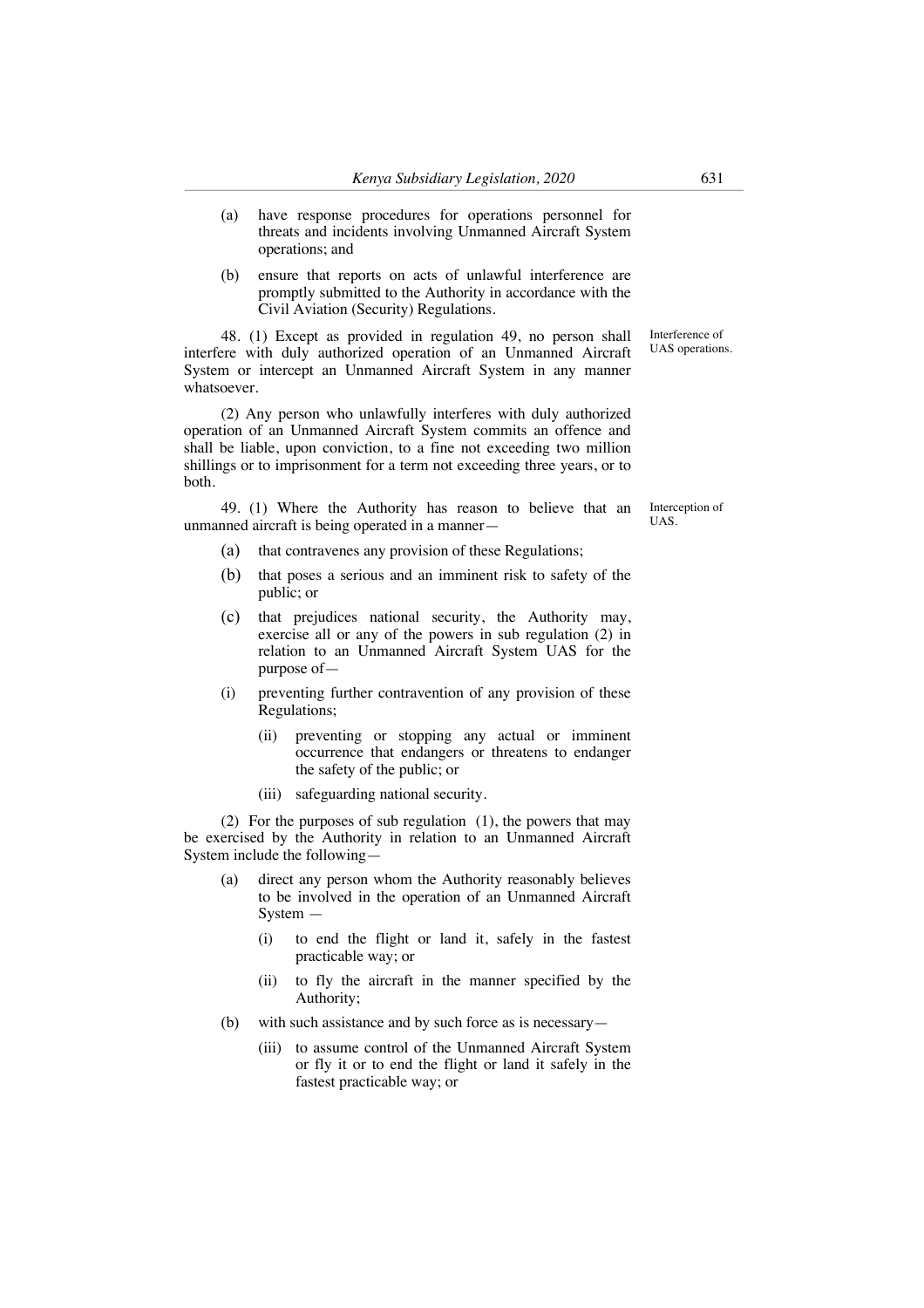(a) have response procedures for operations personnel for threats and incidents involving Unmanned Aircraft System operations; and

(b) ensure that reports on acts of unlawful interference are promptly submitted to the Authority in accordance with the Civil Aviation (Security) Regulations.

Interference of UAS operations.

48. (1) Except as provided in regulation 49, no person shall interfere with duly authorized operation of an Unmanned Aircraft System or intercept an Unmanned Aircraft System in any manner whatsoever.

(2) Any person who unlawfully interferes with duly authorized operation of an Unmanned Aircraft System commits an offence and shall be liable, upon conviction, to a fine not exceeding two million shillings or to imprisonment for a term not exceeding three years, or to both.

Interception of UAS.

49. (1) Where the Authority has reason to believe that an unmanned aircraft is being operated in a manner—

(a) that contravenes any provision of these Regulations;

(b) that poses a serious and an imminent risk to safety of the public; or

(c) that prejudices national security, the Authority may, exercise all or any of the powers in sub regulation (2) in relation to an Unmanned Aircraft System UAS for the purpose of—

(i) preventing further contravention of any provision of these Regulations;

(ii) preventing or stopping any actual or imminent occurrence that endangers or threatens to endanger the safety of the public; or

(iii) safeguarding national security.

(2) For the purposes of sub regulation (1), the powers that may be exercised by the Authority in relation to an Unmanned Aircraft System include the following—

(a) direct any person whom the Authority reasonably believes to be involved in the operation of an Unmanned Aircraft System —

(i) to end the flight or land it, safely in the fastest practicable way; or

(ii) to fly the aircraft in the manner specified by the Authority;

(b) with such assistance and by such force as is necessary—

(iii) to assume control of the Unmanned Aircraft System or fly it or to end the flight or land it safely in the fastest practicable way; or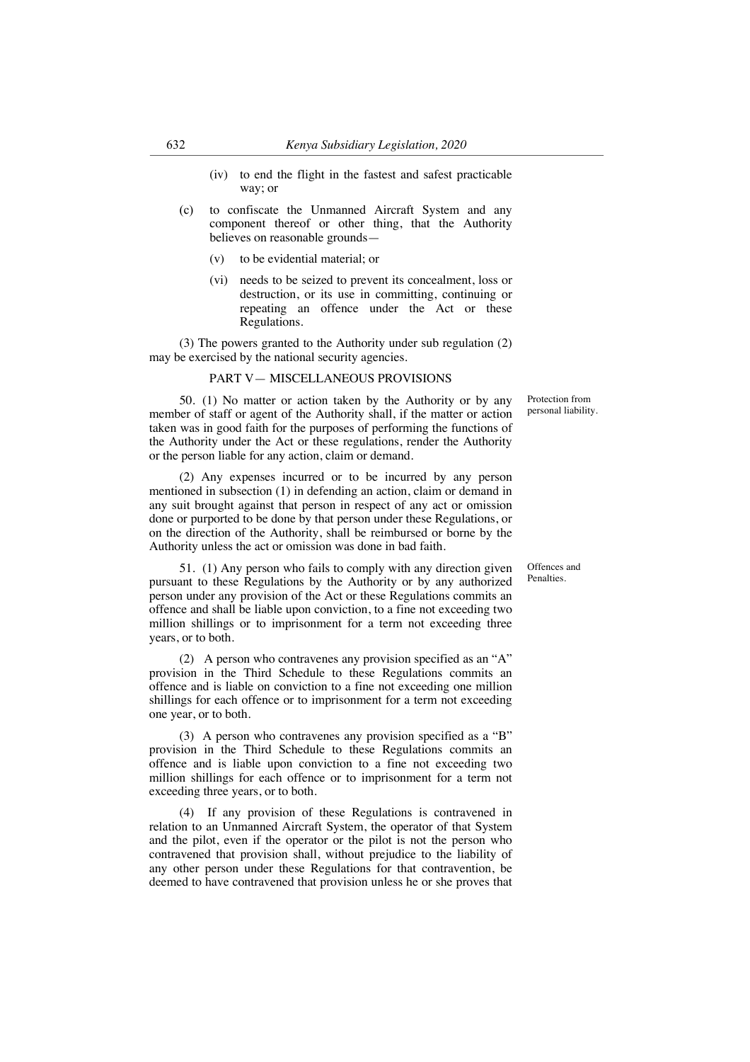(iv) to end the flight in the fastest and safest practicable way; or

(c) to confiscate the Unmanned Aircraft System and any component thereof or other thing, that the Authority believes on reasonable grounds—

(v) to be evidential material; or

(vi) needs to be seized to prevent its concealment, loss or destruction, or its use in committing, continuing or repeating an offence under the Act or these Regulations.

(3) The powers granted to the Authority under sub regulation (2) may be exercised by the national security agencies.

## PART V— MISCELLANEOUS PROVISIONS

Protection from personal liability.

50. (1) No matter or action taken by the Authority or by any member of staff or agent of the Authority shall, if the matter or action taken was in good faith for the purposes of performing the functions of the Authority under the Act or these regulations, render the Authority or the person liable for any action, claim or demand.

(2) Any expenses incurred or to be incurred by any person mentioned in subsection (1) in defending an action, claim or demand in any suit brought against that person in respect of any act or omission done or purported to be done by that person under these Regulations, or on the direction of the Authority, shall be reimbursed or borne by the Authority unless the act or omission was done in bad faith.

Offences and Penalties.

51. (1) Any person who fails to comply with any direction given pursuant to these Regulations by the Authority or by any authorized person under any provision of the Act or these Regulations commits an offence and shall be liable upon conviction, to a fine not exceeding two million shillings or to imprisonment for a term not exceeding three years, or to both.

(2) A person who contravenes any provision specified as an "A" provision in the Third Schedule to these Regulations commits an offence and is liable on conviction to a fine not exceeding one million shillings for each offence or to imprisonment for a term not exceeding one year, or to both.

(3) A person who contravenes any provision specified as a "B" provision in the Third Schedule to these Regulations commits an offence and is liable upon conviction to a fine not exceeding two million shillings for each offence or to imprisonment for a term not exceeding three years, or to both.

(4) If any provision of these Regulations is contravened in relation to an Unmanned Aircraft System, the operator of that System and the pilot, even if the operator or the pilot is not the person who contravened that provision shall, without prejudice to the liability of any other person under these Regulations for that contravention, be deemed to have contravened that provision unless he or she proves that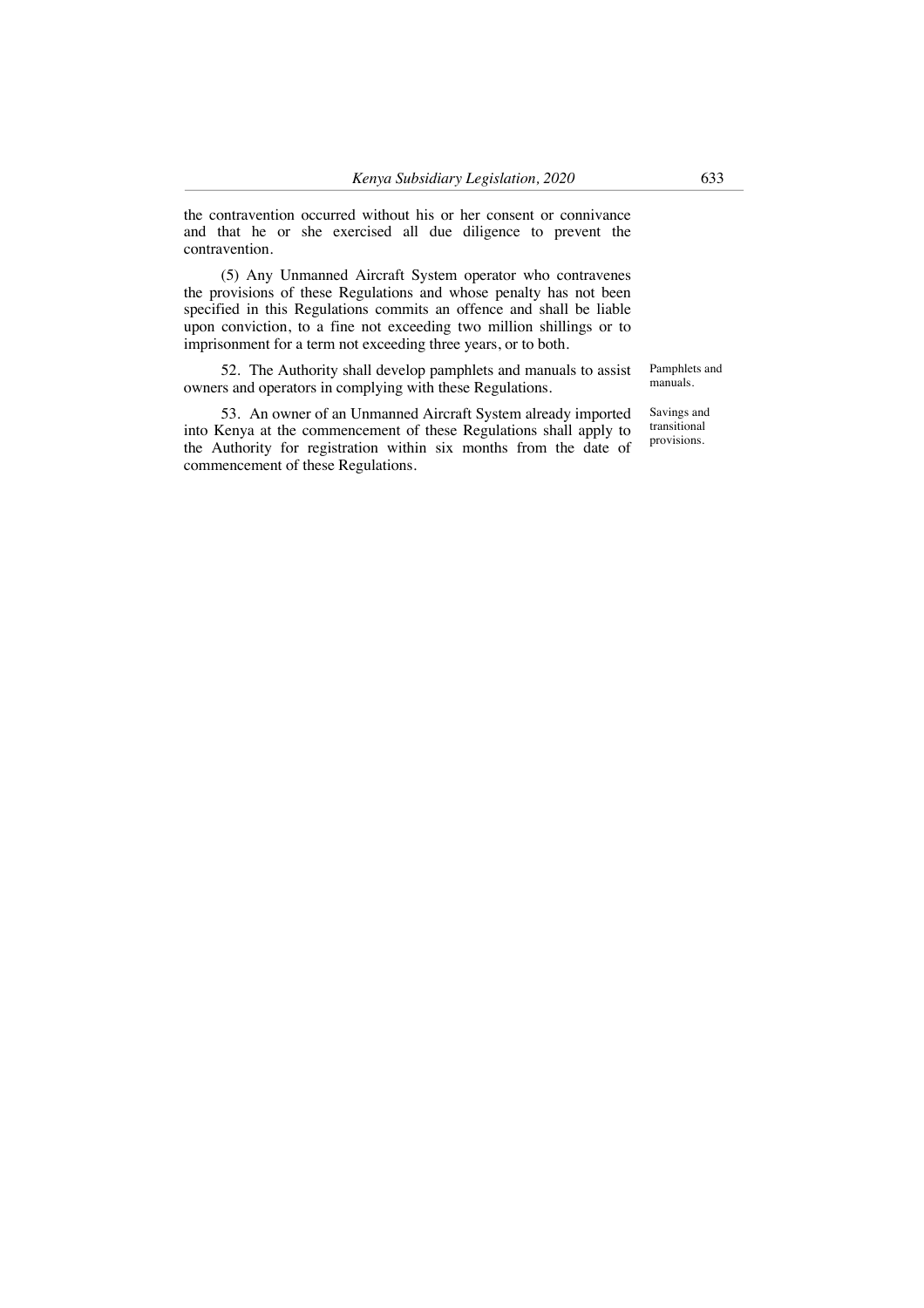the contravention occurred without his or her consent or connivance and that he or she exercised all due diligence to prevent the contravention.

(5) Any Unmanned Aircraft System operator who contravenes the provisions of these Regulations and whose penalty has not been specified in this Regulations commits an offence and shall be liable upon conviction, to a fine not exceeding two million shillings or to imprisonment for a term not exceeding three years, or to both.

Pamphlets and manuals.

52. The Authority shall develop pamphlets and manuals to assist owners and operators in complying with these Regulations.

Savings and transitional provisions.

53. An owner of an Unmanned Aircraft System already imported into Kenya at the commencement of these Regulations shall apply to the Authority for registration within six months from the date of commencement of these Regulations.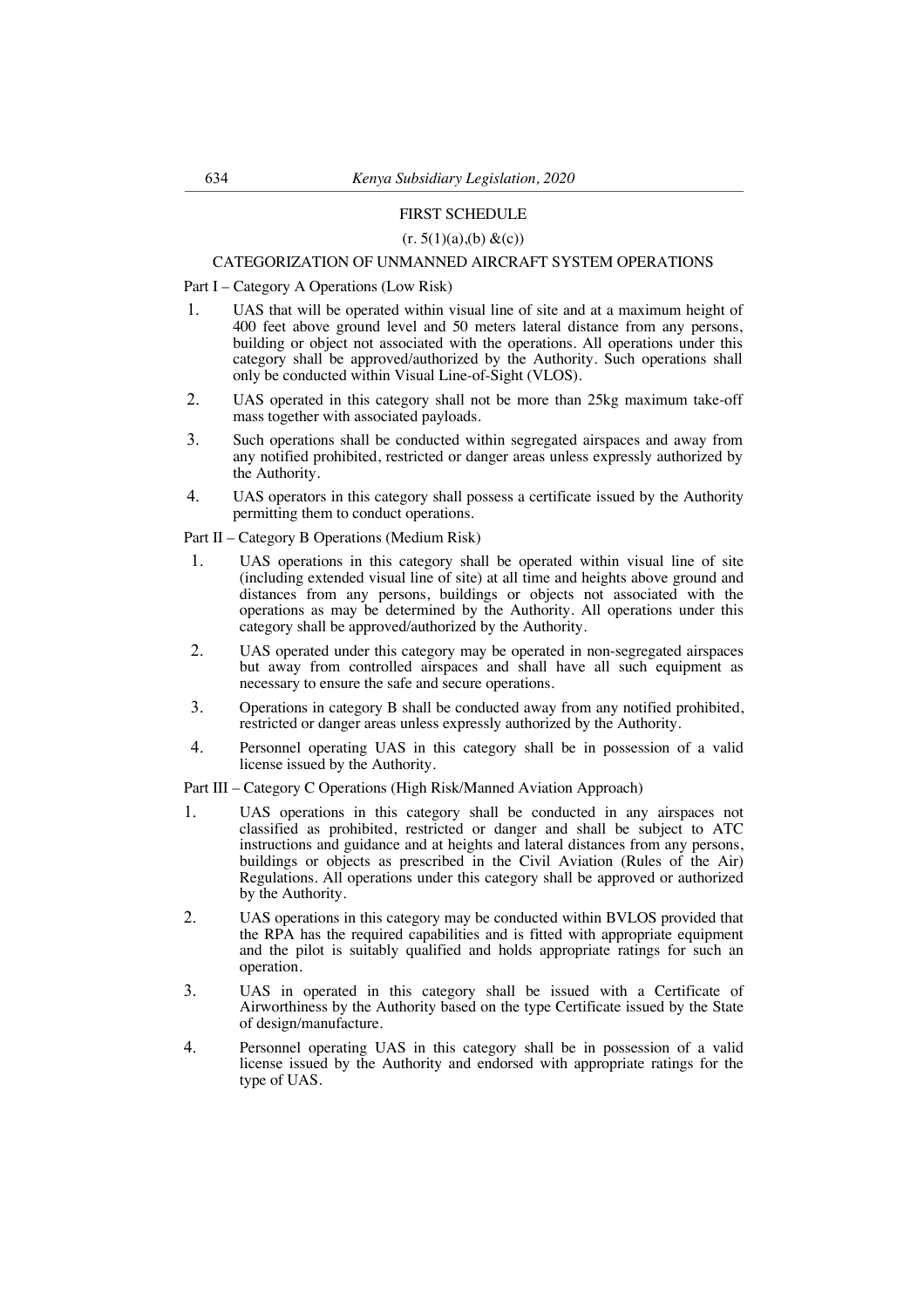## FIRST SCHEDULE

(r. 5(1)(a),(b) &(c))

### CATEGORIZATION OF UNMANNED AIRCRAFT SYSTEM OPERATIONS

Part I – Category A Operations (Low Risk)

1. UAS that will be operated within visual line of site and at a maximum height of 400 feet above ground level and 50 meters lateral distance from any persons, building or object not associated with the operations. All operations under this category shall be approved/authorized by the Authority. Such operations shall only be conducted within Visual Line-of-Sight (VLOS).
2. UAS operated in this category shall not be more than 25kg maximum take-off mass together with associated payloads.
3. Such operations shall be conducted within segregated airspaces and away from any notified prohibited, restricted or danger areas unless expressly authorized by the Authority.
4. UAS operators in this category shall possess a certificate issued by the Authority permitting them to conduct operations.

Part II – Category B Operations (Medium Risk)

1. UAS operations in this category shall be operated within visual line of site (including extended visual line of site) at all time and heights above ground and distances from any persons, buildings or objects not associated with the operations as may be determined by the Authority. All operations under this category shall be approved/authorized by the Authority.
2. UAS operated under this category may be operated in non-segregated airspaces but away from controlled airspaces and shall have all such equipment as necessary to ensure the safe and secure operations.
3. Operations in category B shall be conducted away from any notified prohibited, restricted or danger areas unless expressly authorized by the Authority.
4. Personnel operating UAS in this category shall be in possession of a valid license issued by the Authority.

Part III – Category C Operations (High Risk/Manned Aviation Approach)

1. UAS operations in this category shall be conducted in any airspaces not classified as prohibited, restricted or danger and shall be subject to ATC instructions and guidance and at heights and lateral distances from any persons, buildings or objects as prescribed in the Civil Aviation (Rules of the Air) Regulations. All operations under this category shall be approved or authorized by the Authority.
2. UAS operations in this category may be conducted within BVLOS provided that the RPA has the required capabilities and is fitted with appropriate equipment and the pilot is suitably qualified and holds appropriate ratings for such an operation.
3. UAS in operated in this category shall be issued with a Certificate of Airworthiness by the Authority based on the type Certificate issued by the State of design/manufacture.
4. Personnel operating UAS in this category shall be in possession of a valid license issued by the Authority and endorsed with appropriate ratings for the type of UAS.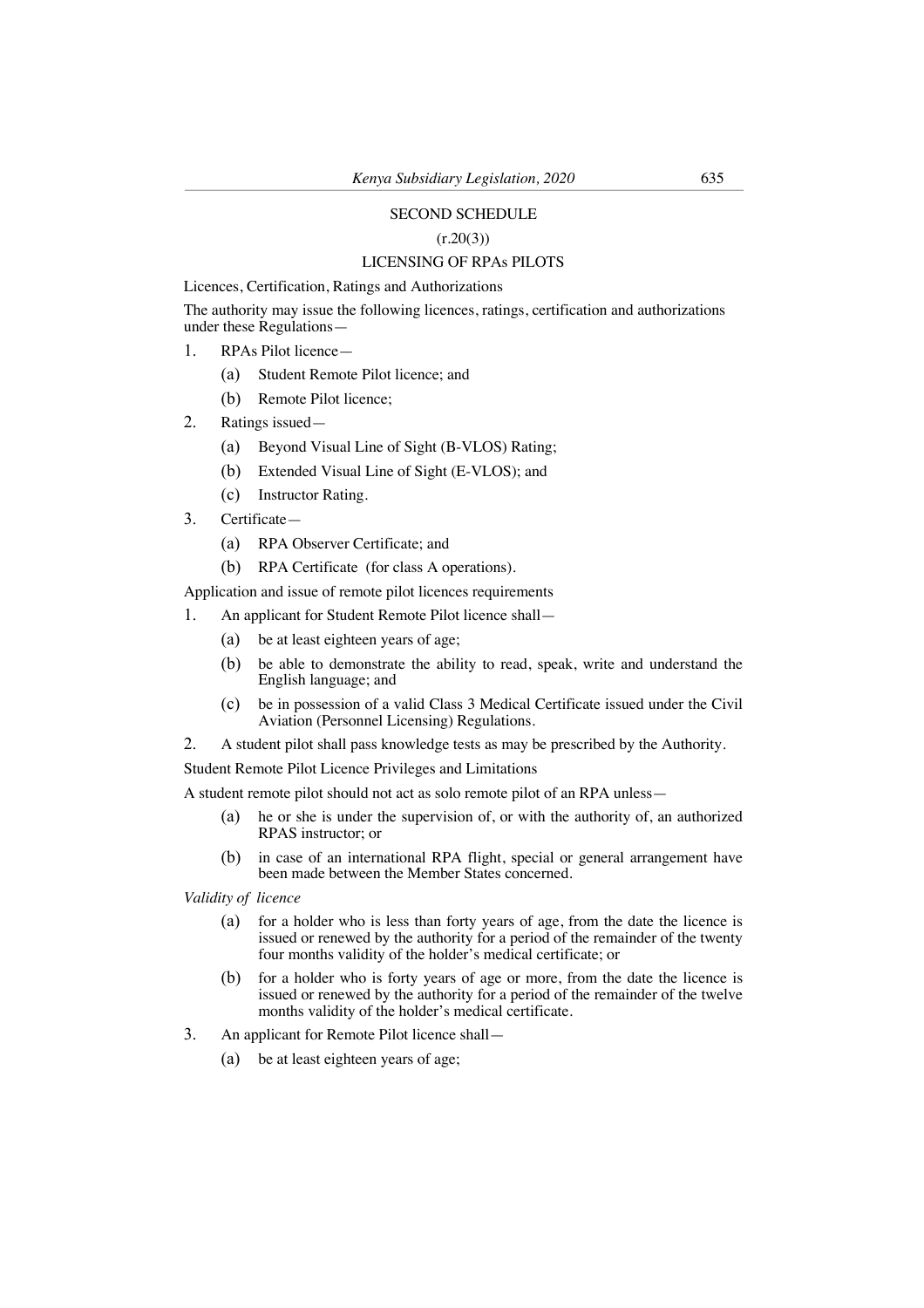## SECOND SCHEDULE

(r.20(3))

## LICENSING OF RPAs PILOTS

Licences, Certification, Ratings and Authorizations

The authority may issue the following licences, ratings, certification and authorizations under these Regulations—

1. RPAs Pilot licence—
   - (a) Student Remote Pilot licence; and
   - (b) Remote Pilot licence;
2. Ratings issued—
   - (a) Beyond Visual Line of Sight (B-VLOS) Rating;
   - (b) Extended Visual Line of Sight (E-VLOS); and
   - (c) Instructor Rating.
3. Certificate—
   - (a) RPA Observer Certificate; and
   - (b) RPA Certificate (for class A operations).

Application and issue of remote pilot licences requirements

1. An applicant for Student Remote Pilot licence shall—
   - (a) be at least eighteen years of age;
   - (b) be able to demonstrate the ability to read, speak, write and understand the English language; and
   - (c) be in possession of a valid Class 3 Medical Certificate issued under the Civil Aviation (Personnel Licensing) Regulations.
2. A student pilot shall pass knowledge tests as may be prescribed by the Authority.

Student Remote Pilot Licence Privileges and Limitations

A student remote pilot should not act as solo remote pilot of an RPA unless—

- (a) he or she is under the supervision of, or with the authority of, an authorized RPAS instructor; or
- (b) in case of an international RPA flight, special or general arrangement have been made between the Member States concerned.

*Validity of licence*

- (a) for a holder who is less than forty years of age, from the date the licence is issued or renewed by the authority for a period of the remainder of the twenty four months validity of the holder's medical certificate; or
- (b) for a holder who is forty years of age or more, from the date the licence is issued or renewed by the authority for a period of the remainder of the twelve months validity of the holder's medical certificate.

3. An applicant for Remote Pilot licence shall—
   - (a) be at least eighteen years of age;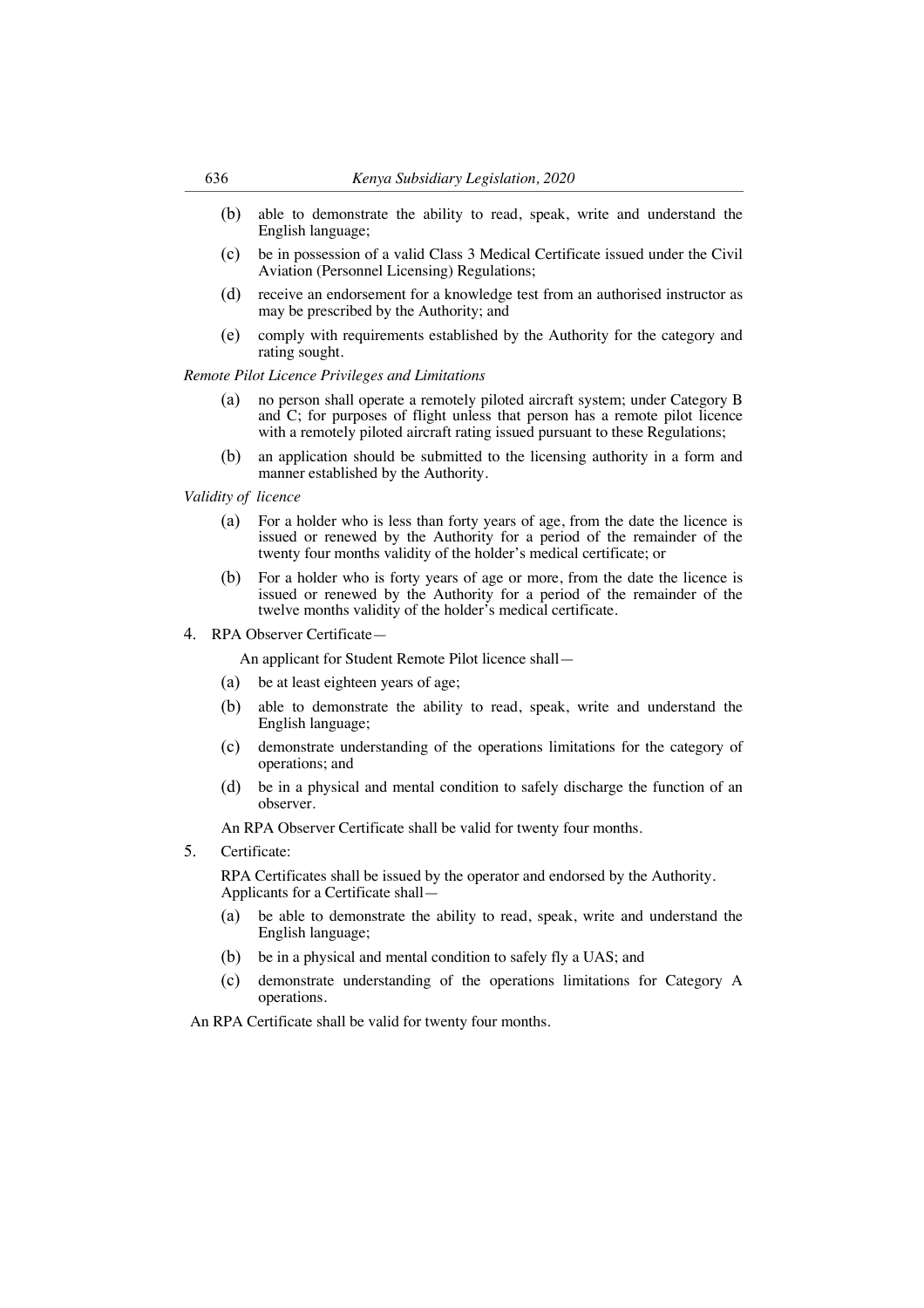(b) able to demonstrate the ability to read, speak, write and understand the English language;

(c) be in possession of a valid Class 3 Medical Certificate issued under the Civil Aviation (Personnel Licensing) Regulations;

(d) receive an endorsement for a knowledge test from an authorised instructor as may be prescribed by the Authority; and

(e) comply with requirements established by the Authority for the category and rating sought.

*Remote Pilot Licence Privileges and Limitations*

(a) no person shall operate a remotely piloted aircraft system; under Category B and C; for purposes of flight unless that person has a remote pilot licence with a remotely piloted aircraft rating issued pursuant to these Regulations;

(b) an application should be submitted to the licensing authority in a form and manner established by the Authority.

*Validity of licence*

(a) For a holder who is less than forty years of age, from the date the licence is issued or renewed by the Authority for a period of the remainder of the twenty four months validity of the holder's medical certificate; or

(b) For a holder who is forty years of age or more, from the date the licence is issued or renewed by the Authority for a period of the remainder of the twelve months validity of the holder's medical certificate.

4. RPA Observer Certificate—

An applicant for Student Remote Pilot licence shall—

(a) be at least eighteen years of age;

(b) able to demonstrate the ability to read, speak, write and understand the English language;

(c) demonstrate understanding of the operations limitations for the category of operations; and

(d) be in a physical and mental condition to safely discharge the function of an observer.

An RPA Observer Certificate shall be valid for twenty four months.

5. Certificate:

RPA Certificates shall be issued by the operator and endorsed by the Authority. Applicants for a Certificate shall—

(a) be able to demonstrate the ability to read, speak, write and understand the English language;

(b) be in a physical and mental condition to safely fly a UAS; and

(c) demonstrate understanding of the operations limitations for Category A operations.

An RPA Certificate shall be valid for twenty four months.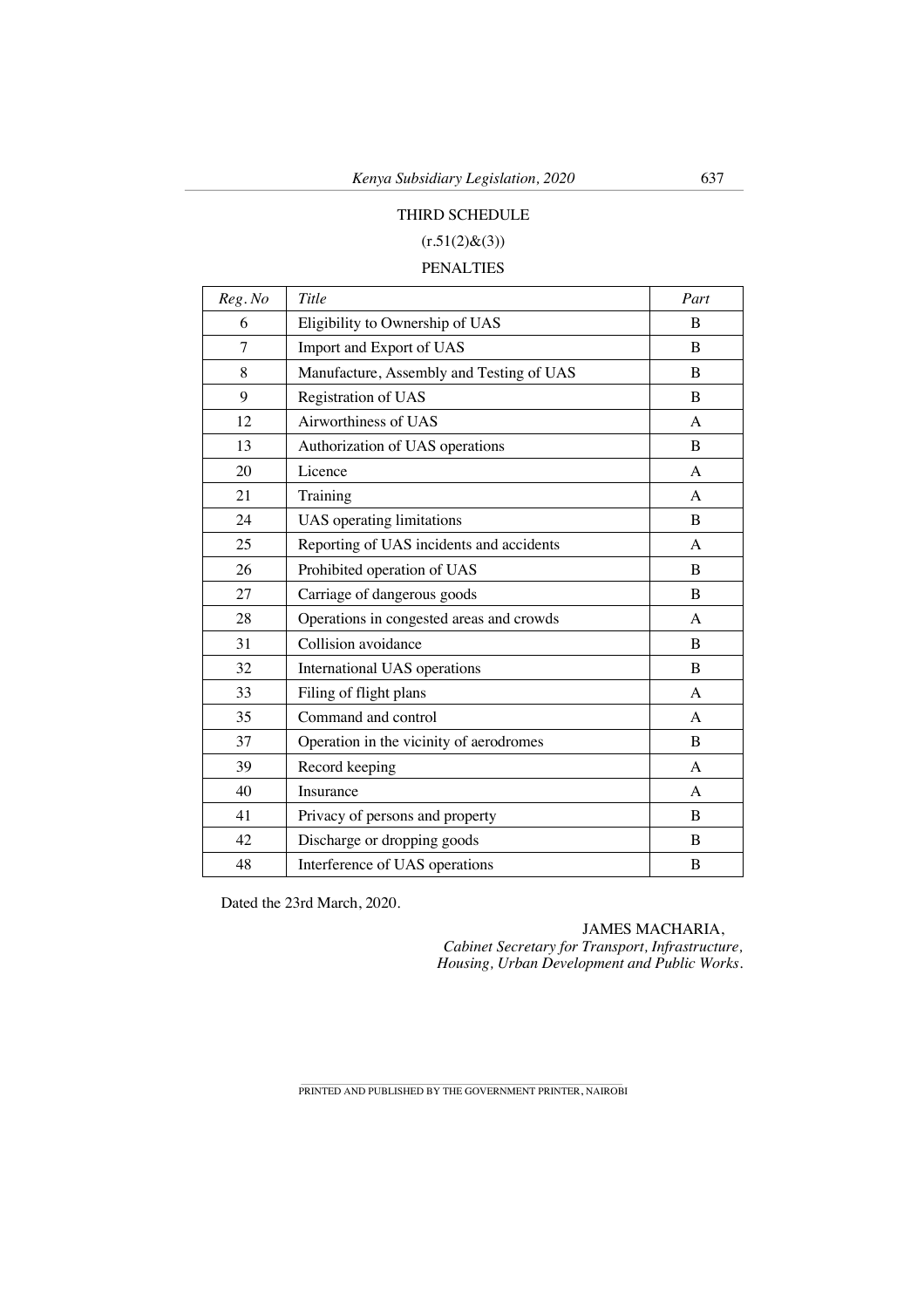## THIRD SCHEDULE

(r.51(2)&(3))

## PENALTIES

| *Reg. No* | *Title* | *Part* |
|---|---|---|
| 6 | Eligibility to Ownership of UAS | B |
| 7 | Import and Export of UAS | B |
| 8 | Manufacture, Assembly and Testing of UAS | B |
| 9 | Registration of UAS | B |
| 12 | Airworthiness of UAS | A |
| 13 | Authorization of UAS operations | B |
| 20 | Licence | A |
| 21 | Training | A |
| 24 | UAS operating limitations | B |
| 25 | Reporting of UAS incidents and accidents | A |
| 26 | Prohibited operation of UAS | B |
| 27 | Carriage of dangerous goods | B |
| 28 | Operations in congested areas and crowds | A |
| 31 | Collision avoidance | B |
| 32 | International UAS operations | B |
| 33 | Filing of flight plans | A |
| 35 | Command and control | A |
| 37 | Operation in the vicinity of aerodromes | B |
| 39 | Record keeping | A |
| 40 | Insurance | A |
| 41 | Privacy of persons and property | B |
| 42 | Discharge or dropping goods | B |
| 48 | Interference of UAS operations | B |

Dated the 23rd March, 2020.

JAMES MACHARIA,
*Cabinet Secretary for Transport, Infrastructure, Housing, Urban Development and Public Works.*

PRINTED AND PUBLISHED BY THE GOVERNMENT PRINTER, NAIROBI